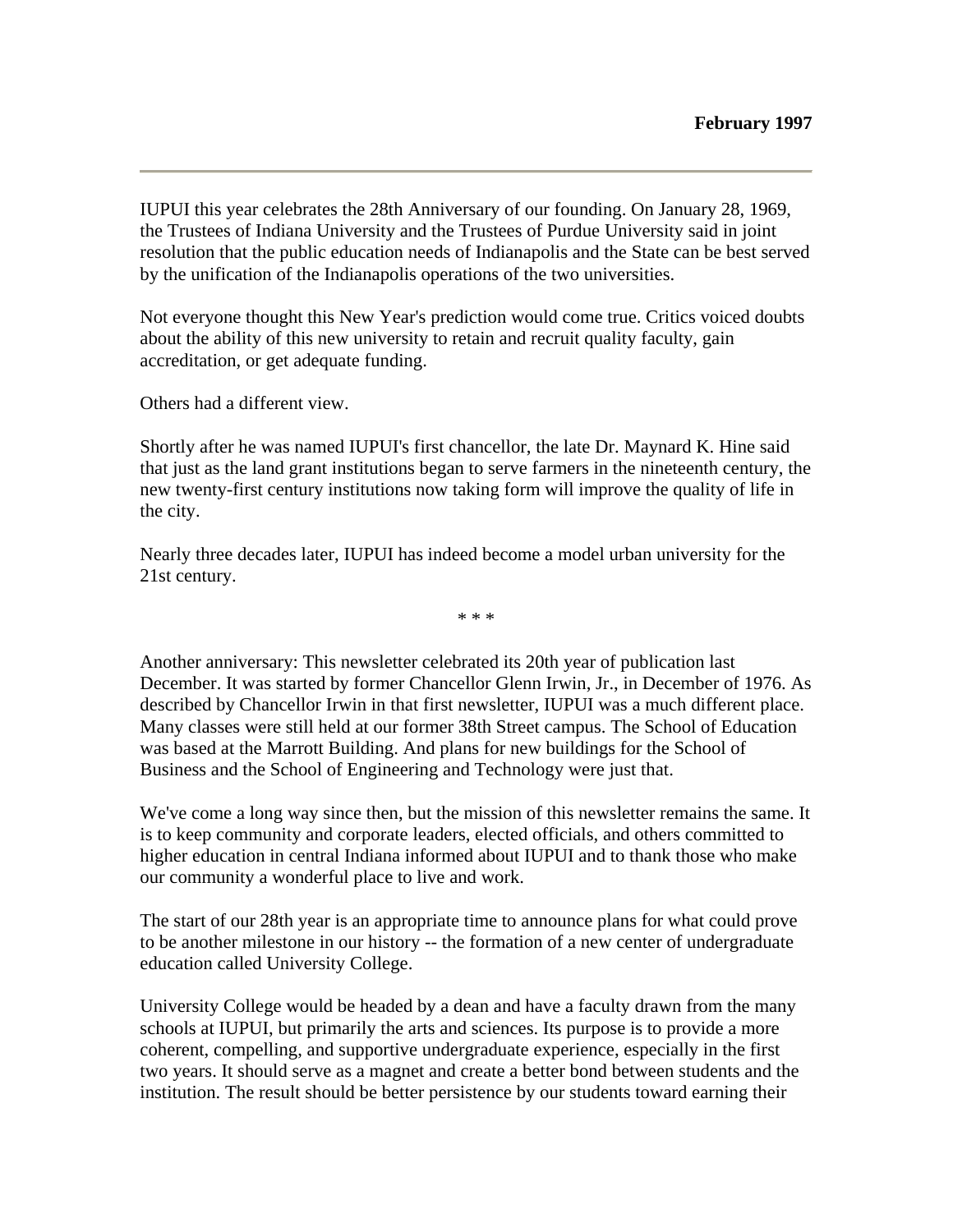**February 1997**

---

IUPUI this year celebrates the 28th Anniversary of our founding. On January 28, 1969, the Trustees of Indiana University and the Trustees of Purdue University said in joint resolution that the public education needs of Indianapolis and the State can be best served by the unification of the Indianapolis operations of the two universities.

Not everyone thought this New Year's prediction would come true. Critics voiced doubts about the ability of this new university to retain and recruit quality faculty, gain accreditation, or get adequate funding.

Others had a different view.

Shortly after he was named IUPUI's first chancellor, the late Dr. Maynard K. Hine said that just as the land grant institutions began to serve farmers in the nineteenth century, the new twenty-first century institutions now taking form will improve the quality of life in the city.

Nearly three decades later, IUPUI has indeed become a model urban university for the 21st century.

\* \* \*

Another anniversary: This newsletter celebrated its 20th year of publication last December. It was started by former Chancellor Glenn Irwin, Jr., in December of 1976. As described by Chancellor Irwin in that first newsletter, IUPUI was a much different place. Many classes were still held at our former 38th Street campus. The School of Education was based at the Marrott Building. And plans for new buildings for the School of Business and the School of Engineering and Technology were just that.

We've come a long way since then, but the mission of this newsletter remains the same. It is to keep community and corporate leaders, elected officials, and others committed to higher education in central Indiana informed about IUPUI and to thank those who make our community a wonderful place to live and work.

The start of our 28th year is an appropriate time to announce plans for what could prove to be another milestone in our history -- the formation of a new center of undergraduate education called University College.

University College would be headed by a dean and have a faculty drawn from the many schools at IUPUI, but primarily the arts and sciences. Its purpose is to provide a more coherent, compelling, and supportive undergraduate experience, especially in the first two years. It should serve as a magnet and create a better bond between students and the institution. The result should be better persistence by our students toward earning their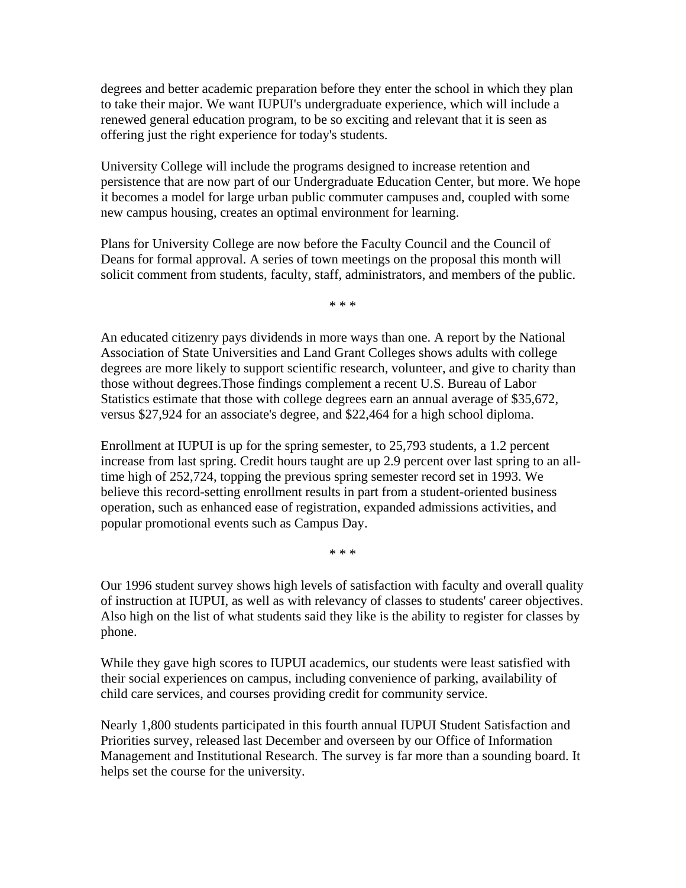degrees and better academic preparation before they enter the school in which they plan to take their major. We want IUPUI's undergraduate experience, which will include a renewed general education program, to be so exciting and relevant that it is seen as offering just the right experience for today's students.

University College will include the programs designed to increase retention and persistence that are now part of our Undergraduate Education Center, but more. We hope it becomes a model for large urban public commuter campuses and, coupled with some new campus housing, creates an optimal environment for learning.

Plans for University College are now before the Faculty Council and the Council of Deans for formal approval. A series of town meetings on the proposal this month will solicit comment from students, faculty, staff, administrators, and members of the public.

\* \* \*

An educated citizenry pays dividends in more ways than one. A report by the National Association of State Universities and Land Grant Colleges shows adults with college degrees are more likely to support scientific research, volunteer, and give to charity than those without degrees.Those findings complement a recent U.S. Bureau of Labor Statistics estimate that those with college degrees earn an annual average of $35,672, versus $27,924 for an associate's degree, and $22,464 for a high school diploma.

Enrollment at IUPUI is up for the spring semester, to 25,793 students, a 1.2 percent increase from last spring. Credit hours taught are up 2.9 percent over last spring to an all-time high of 252,724, topping the previous spring semester record set in 1993. We believe this record-setting enrollment results in part from a student-oriented business operation, such as enhanced ease of registration, expanded admissions activities, and popular promotional events such as Campus Day.

\* \* \*

Our 1996 student survey shows high levels of satisfaction with faculty and overall quality of instruction at IUPUI, as well as with relevancy of classes to students' career objectives. Also high on the list of what students said they like is the ability to register for classes by phone.

While they gave high scores to IUPUI academics, our students were least satisfied with their social experiences on campus, including convenience of parking, availability of child care services, and courses providing credit for community service.

Nearly 1,800 students participated in this fourth annual IUPUI Student Satisfaction and Priorities survey, released last December and overseen by our Office of Information Management and Institutional Research. The survey is far more than a sounding board. It helps set the course for the university.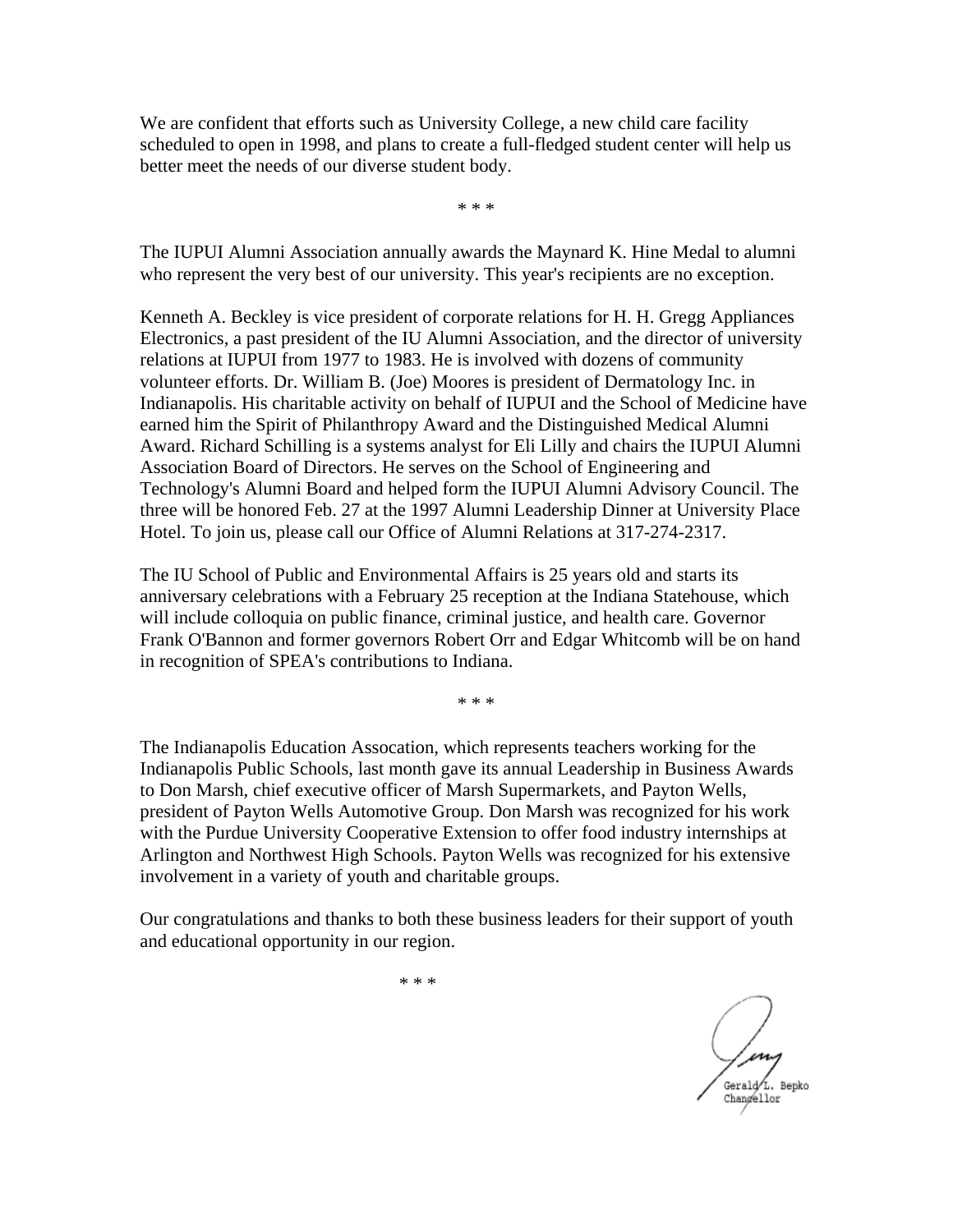We are confident that efforts such as University College, a new child care facility scheduled to open in 1998, and plans to create a full-fledged student center will help us better meet the needs of our diverse student body.

* * *

The IUPUI Alumni Association annually awards the Maynard K. Hine Medal to alumni who represent the very best of our university. This year's recipients are no exception.

Kenneth A. Beckley is vice president of corporate relations for H. H. Gregg Appliances Electronics, a past president of the IU Alumni Association, and the director of university relations at IUPUI from 1977 to 1983. He is involved with dozens of community volunteer efforts. Dr. William B. (Joe) Moores is president of Dermatology Inc. in Indianapolis. His charitable activity on behalf of IUPUI and the School of Medicine have earned him the Spirit of Philanthropy Award and the Distinguished Medical Alumni Award. Richard Schilling is a systems analyst for Eli Lilly and chairs the IUPUI Alumni Association Board of Directors. He serves on the School of Engineering and Technology's Alumni Board and helped form the IUPUI Alumni Advisory Council. The three will be honored Feb. 27 at the 1997 Alumni Leadership Dinner at University Place Hotel. To join us, please call our Office of Alumni Relations at 317-274-2317.

The IU School of Public and Environmental Affairs is 25 years old and starts its anniversary celebrations with a February 25 reception at the Indiana Statehouse, which will include colloquia on public finance, criminal justice, and health care. Governor Frank O'Bannon and former governors Robert Orr and Edgar Whitcomb will be on hand in recognition of SPEA's contributions to Indiana.

* * *

The Indianapolis Education Assocation, which represents teachers working for the Indianapolis Public Schools, last month gave its annual Leadership in Business Awards to Don Marsh, chief executive officer of Marsh Supermarkets, and Payton Wells, president of Payton Wells Automotive Group. Don Marsh was recognized for his work with the Purdue University Cooperative Extension to offer food industry internships at Arlington and Northwest High Schools. Payton Wells was recognized for his extensive involvement in a variety of youth and charitable groups.

Our congratulations and thanks to both these business leaders for their support of youth and educational opportunity in our region.

* * *

Gerald L. Bepko
Chancellor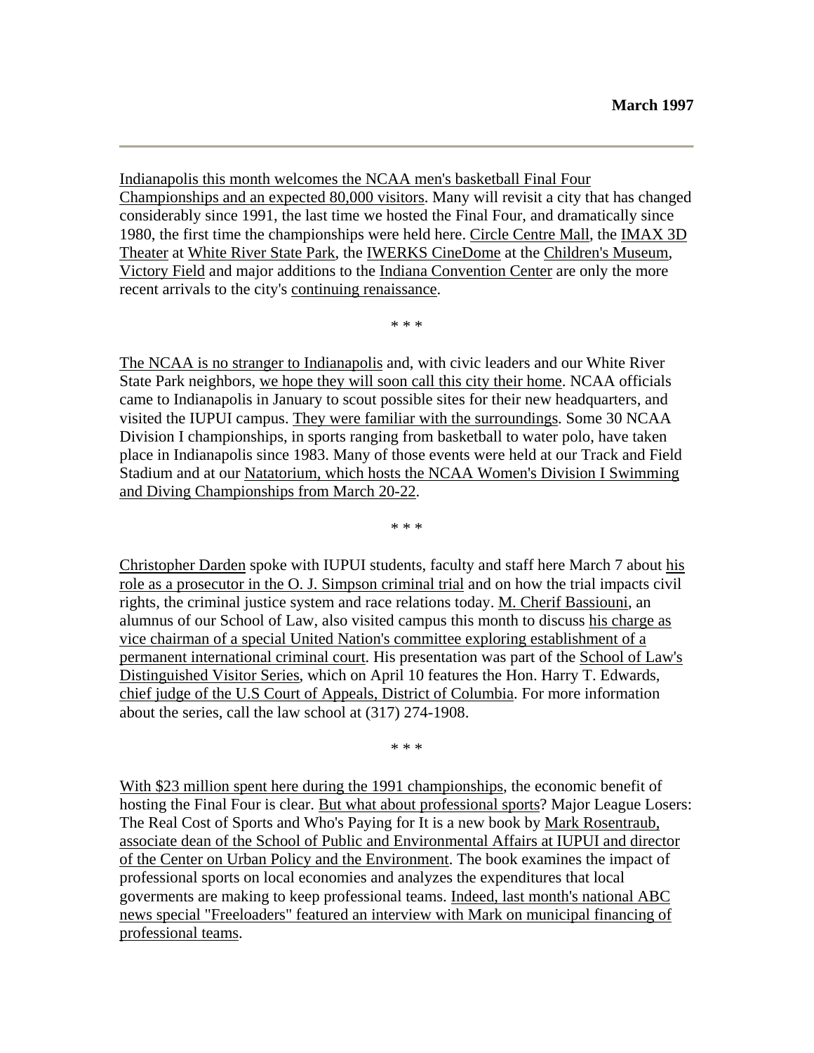**March 1997**

---

Indianapolis this month welcomes the NCAA men's basketball Final Four Championships and an expected 80,000 visitors. Many will revisit a city that has changed considerably since 1991, the last time we hosted the Final Four, and dramatically since 1980, the first time the championships were held here. Circle Centre Mall, the IMAX 3D Theater at White River State Park, the IWERKS CineDome at the Children's Museum, Victory Field and major additions to the Indiana Convention Center are only the more recent arrivals to the city's continuing renaissance.

\* \* \*

The NCAA is no stranger to Indianapolis and, with civic leaders and our White River State Park neighbors, we hope they will soon call this city their home. NCAA officials came to Indianapolis in January to scout possible sites for their new headquarters, and visited the IUPUI campus. They were familiar with the surroundings. Some 30 NCAA Division I championships, in sports ranging from basketball to water polo, have taken place in Indianapolis since 1983. Many of those events were held at our Track and Field Stadium and at our Natatorium, which hosts the NCAA Women's Division I Swimming and Diving Championships from March 20-22.

\* \* \*

Christopher Darden spoke with IUPUI students, faculty and staff here March 7 about his role as a prosecutor in the O. J. Simpson criminal trial and on how the trial impacts civil rights, the criminal justice system and race relations today. M. Cherif Bassiouni, an alumnus of our School of Law, also visited campus this month to discuss his charge as vice chairman of a special United Nation's committee exploring establishment of a permanent international criminal court. His presentation was part of the School of Law's Distinguished Visitor Series, which on April 10 features the Hon. Harry T. Edwards, chief judge of the U.S Court of Appeals, District of Columbia. For more information about the series, call the law school at (317) 274-1908.

\* \* \*

With $23 million spent here during the 1991 championships, the economic benefit of hosting the Final Four is clear. But what about professional sports? Major League Losers: The Real Cost of Sports and Who's Paying for It is a new book by Mark Rosentraub, associate dean of the School of Public and Environmental Affairs at IUPUI and director of the Center on Urban Policy and the Environment. The book examines the impact of professional sports on local economies and analyzes the expenditures that local goverments are making to keep professional teams. Indeed, last month's national ABC news special "Freeloaders" featured an interview with Mark on municipal financing of professional teams.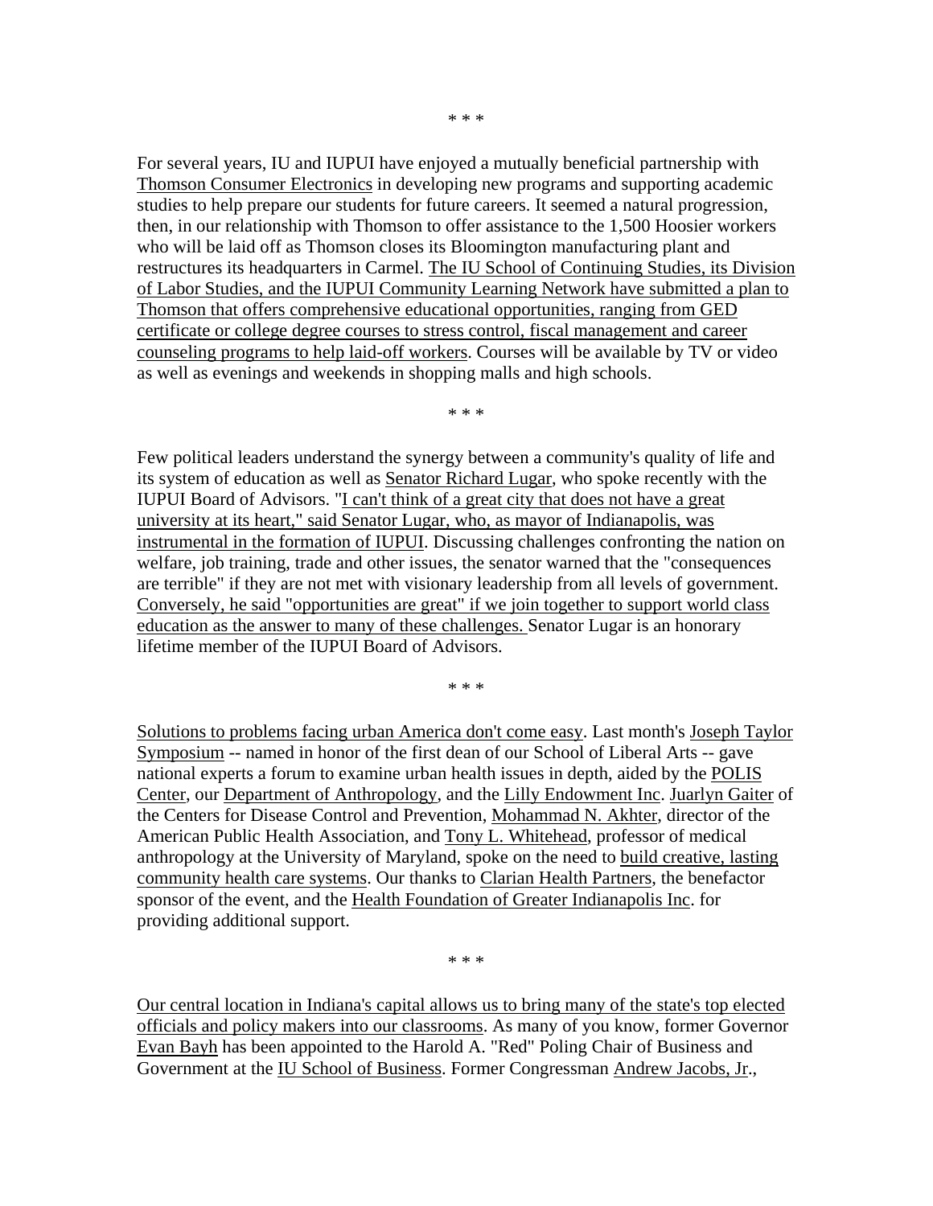\* \* \*

For several years, IU and IUPUI have enjoyed a mutually beneficial partnership with Thomson Consumer Electronics in developing new programs and supporting academic studies to help prepare our students for future careers. It seemed a natural progression, then, in our relationship with Thomson to offer assistance to the 1,500 Hoosier workers who will be laid off as Thomson closes its Bloomington manufacturing plant and restructures its headquarters in Carmel. The IU School of Continuing Studies, its Division of Labor Studies, and the IUPUI Community Learning Network have submitted a plan to Thomson that offers comprehensive educational opportunities, ranging from GED certificate or college degree courses to stress control, fiscal management and career counseling programs to help laid-off workers. Courses will be available by TV or video as well as evenings and weekends in shopping malls and high schools.

\* \* \*

Few political leaders understand the synergy between a community's quality of life and its system of education as well as Senator Richard Lugar, who spoke recently with the IUPUI Board of Advisors. "I can't think of a great city that does not have a great university at its heart," said Senator Lugar, who, as mayor of Indianapolis, was instrumental in the formation of IUPUI. Discussing challenges confronting the nation on welfare, job training, trade and other issues, the senator warned that the "consequences are terrible" if they are not met with visionary leadership from all levels of government. Conversely, he said "opportunities are great" if we join together to support world class education as the answer to many of these challenges. Senator Lugar is an honorary lifetime member of the IUPUI Board of Advisors.

\* \* \*

Solutions to problems facing urban America don't come easy. Last month's Joseph Taylor Symposium -- named in honor of the first dean of our School of Liberal Arts -- gave national experts a forum to examine urban health issues in depth, aided by the POLIS Center, our Department of Anthropology, and the Lilly Endowment Inc. Juarlyn Gaiter of the Centers for Disease Control and Prevention, Mohammad N. Akhter, director of the American Public Health Association, and Tony L. Whitehead, professor of medical anthropology at the University of Maryland, spoke on the need to build creative, lasting community health care systems. Our thanks to Clarian Health Partners, the benefactor sponsor of the event, and the Health Foundation of Greater Indianapolis Inc. for providing additional support.

\* \* \*

Our central location in Indiana's capital allows us to bring many of the state's top elected officials and policy makers into our classrooms. As many of you know, former Governor Evan Bayh has been appointed to the Harold A. "Red" Poling Chair of Business and Government at the IU School of Business. Former Congressman Andrew Jacobs, Jr.,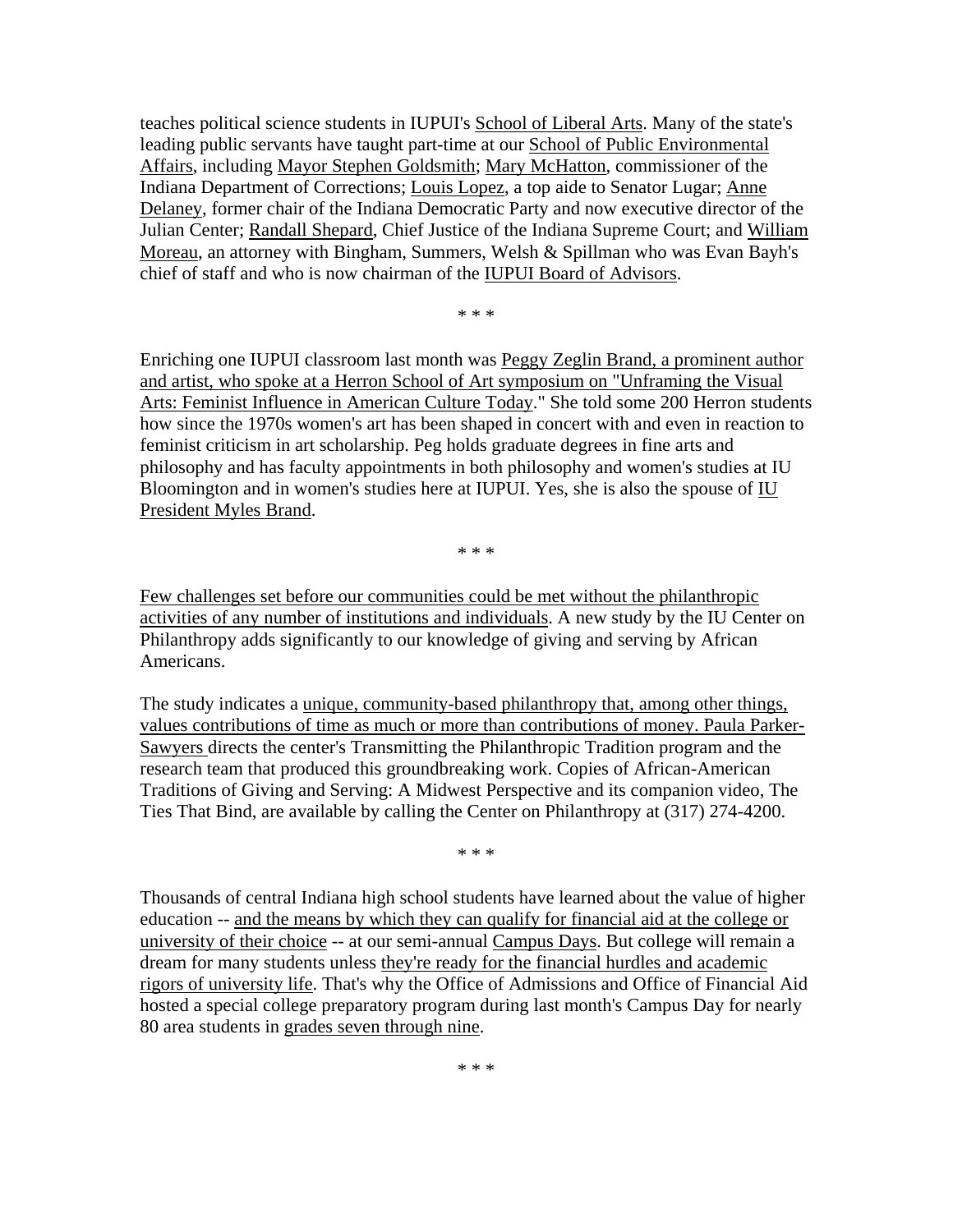teaches political science students in IUPUI's School of Liberal Arts. Many of the state's leading public servants have taught part-time at our School of Public Environmental Affairs, including Mayor Stephen Goldsmith; Mary McHatton, commissioner of the Indiana Department of Corrections; Louis Lopez, a top aide to Senator Lugar; Anne Delaney, former chair of the Indiana Democratic Party and now executive director of the Julian Center; Randall Shepard, Chief Justice of the Indiana Supreme Court; and William Moreau, an attorney with Bingham, Summers, Welsh & Spillman who was Evan Bayh's chief of staff and who is now chairman of the IUPUI Board of Advisors.

* * *

Enriching one IUPUI classroom last month was Peggy Zeglin Brand, a prominent author and artist, who spoke at a Herron School of Art symposium on "Unframing the Visual Arts: Feminist Influence in American Culture Today." She told some 200 Herron students how since the 1970s women's art has been shaped in concert with and even in reaction to feminist criticism in art scholarship. Peg holds graduate degrees in fine arts and philosophy and has faculty appointments in both philosophy and women's studies at IU Bloomington and in women's studies here at IUPUI. Yes, she is also the spouse of IU President Myles Brand.

* * *

Few challenges set before our communities could be met without the philanthropic activities of any number of institutions and individuals. A new study by the IU Center on Philanthropy adds significantly to our knowledge of giving and serving by African Americans.

The study indicates a unique, community-based philanthropy that, among other things, values contributions of time as much or more than contributions of money. Paula Parker-Sawyers directs the center's Transmitting the Philanthropic Tradition program and the research team that produced this groundbreaking work. Copies of African-American Traditions of Giving and Serving: A Midwest Perspective and its companion video, The Ties That Bind, are available by calling the Center on Philanthropy at (317) 274-4200.

* * *

Thousands of central Indiana high school students have learned about the value of higher education -- and the means by which they can qualify for financial aid at the college or university of their choice -- at our semi-annual Campus Days. But college will remain a dream for many students unless they're ready for the financial hurdles and academic rigors of university life. That's why the Office of Admissions and Office of Financial Aid hosted a special college preparatory program during last month's Campus Day for nearly 80 area students in grades seven through nine.

* * *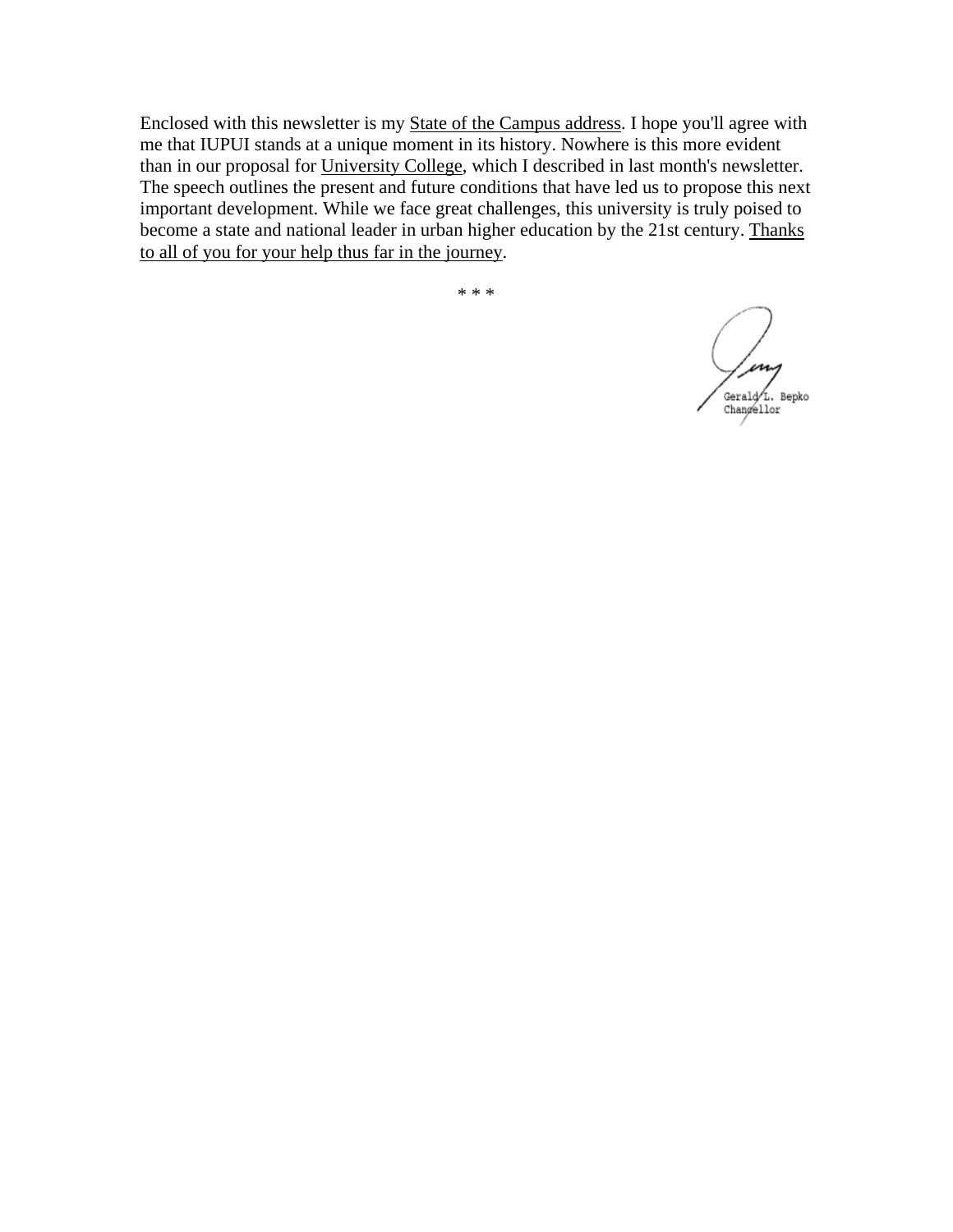Enclosed with this newsletter is my <u>State of the Campus address</u>. I hope you'll agree with me that IUPUI stands at a unique moment in its history. Nowhere is this more evident than in our proposal for <u>University College</u>, which I described in last month's newsletter. The speech outlines the present and future conditions that have led us to propose this next important development. While we face great challenges, this university is truly poised to become a state and national leader in urban higher education by the 21st century. <u>Thanks to all of you for your help thus far in the journey</u>.

\* \* \*

Gerald L. Bepko
Chancellor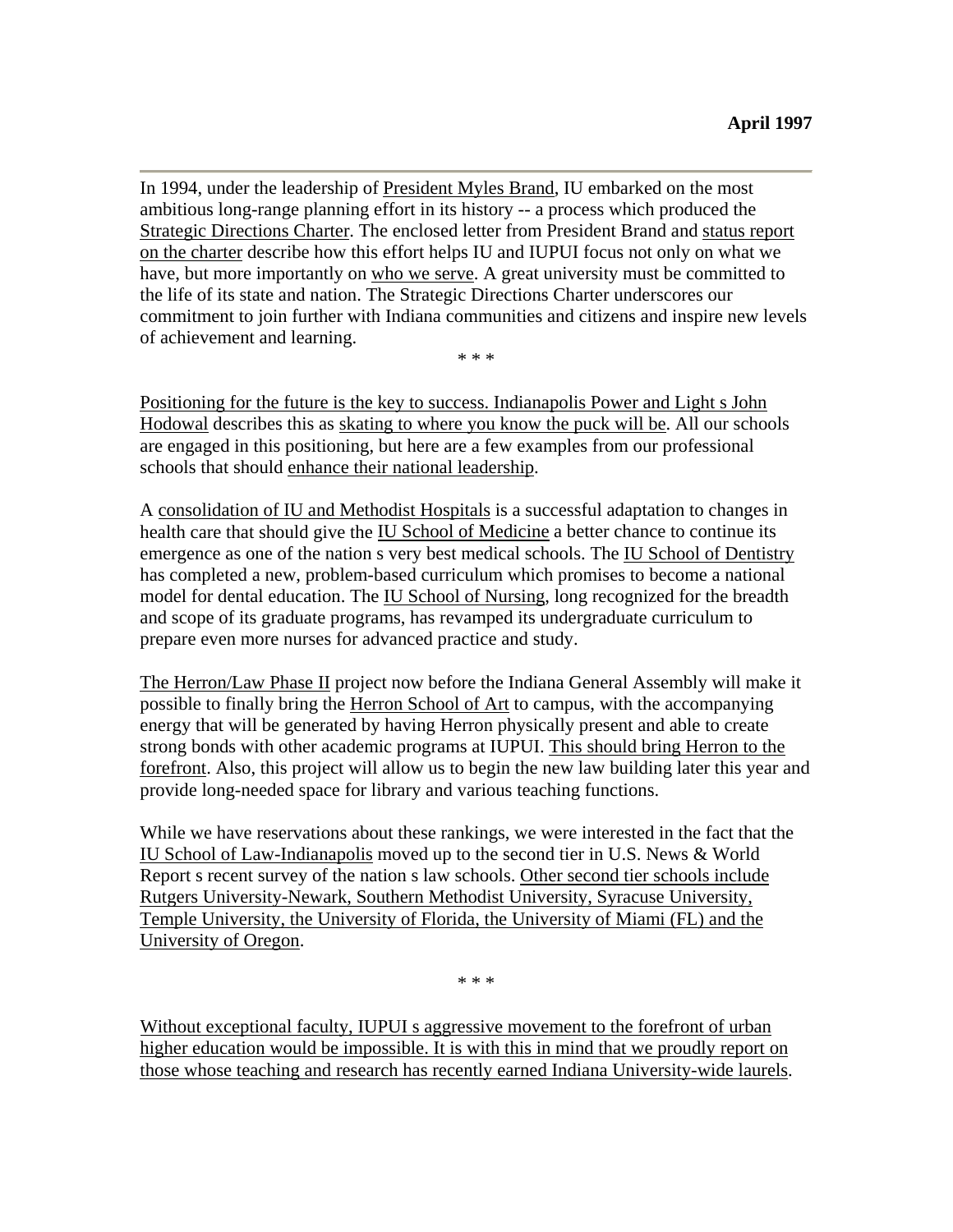**April 1997**

---

In 1994, under the leadership of President Myles Brand, IU embarked on the most ambitious long-range planning effort in its history -- a process which produced the Strategic Directions Charter. The enclosed letter from President Brand and status report on the charter describe how this effort helps IU and IUPUI focus not only on what we have, but more importantly on who we serve. A great university must be committed to the life of its state and nation. The Strategic Directions Charter underscores our commitment to join further with Indiana communities and citizens and inspire new levels of achievement and learning.

\* \* \*

Positioning for the future is the key to success. Indianapolis Power and Light s John Hodowal describes this as skating to where you know the puck will be. All our schools are engaged in this positioning, but here are a few examples from our professional schools that should enhance their national leadership.

A consolidation of IU and Methodist Hospitals is a successful adaptation to changes in health care that should give the IU School of Medicine a better chance to continue its emergence as one of the nation s very best medical schools. The IU School of Dentistry has completed a new, problem-based curriculum which promises to become a national model for dental education. The IU School of Nursing, long recognized for the breadth and scope of its graduate programs, has revamped its undergraduate curriculum to prepare even more nurses for advanced practice and study.

The Herron/Law Phase II project now before the Indiana General Assembly will make it possible to finally bring the Herron School of Art to campus, with the accompanying energy that will be generated by having Herron physically present and able to create strong bonds with other academic programs at IUPUI. This should bring Herron to the forefront. Also, this project will allow us to begin the new law building later this year and provide long-needed space for library and various teaching functions.

While we have reservations about these rankings, we were interested in the fact that the IU School of Law-Indianapolis moved up to the second tier in U.S. News & World Report s recent survey of the nation s law schools. Other second tier schools include Rutgers University-Newark, Southern Methodist University, Syracuse University, Temple University, the University of Florida, the University of Miami (FL) and the University of Oregon.

\* \* \*

Without exceptional faculty, IUPUI s aggressive movement to the forefront of urban higher education would be impossible. It is with this in mind that we proudly report on those whose teaching and research has recently earned Indiana University-wide laurels.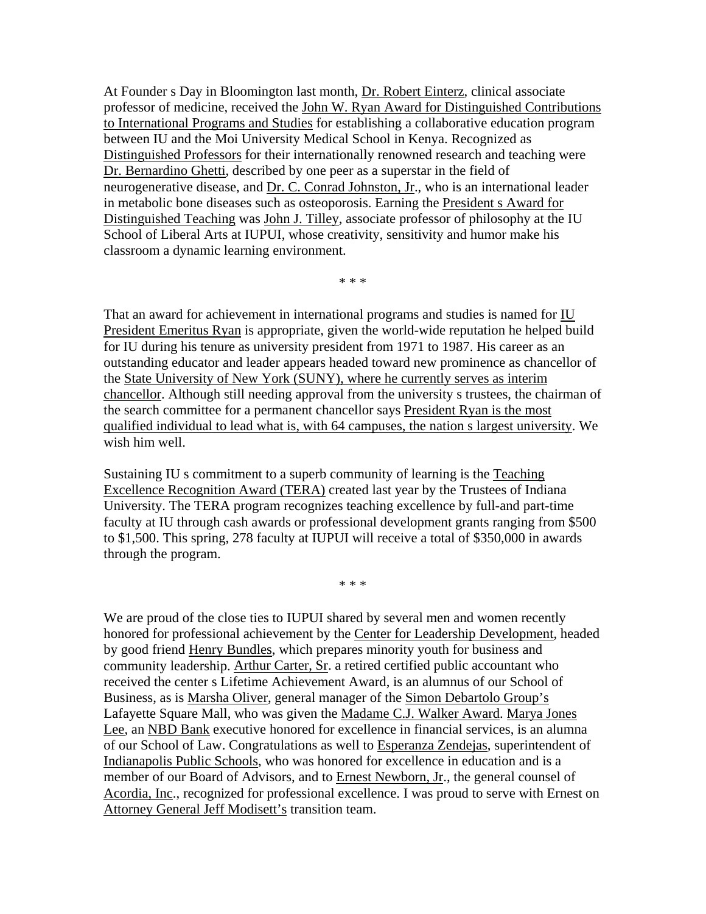At Founder s Day in Bloomington last month, Dr. Robert Einterz, clinical associate professor of medicine, received the John W. Ryan Award for Distinguished Contributions to International Programs and Studies for establishing a collaborative education program between IU and the Moi University Medical School in Kenya. Recognized as Distinguished Professors for their internationally renowned research and teaching were Dr. Bernardino Ghetti, described by one peer as a superstar in the field of neurogenerative disease, and Dr. C. Conrad Johnston, Jr., who is an international leader in metabolic bone diseases such as osteoporosis. Earning the President s Award for Distinguished Teaching was John J. Tilley, associate professor of philosophy at the IU School of Liberal Arts at IUPUI, whose creativity, sensitivity and humor make his classroom a dynamic learning environment.

\* \* \*

That an award for achievement in international programs and studies is named for IU President Emeritus Ryan is appropriate, given the world-wide reputation he helped build for IU during his tenure as university president from 1971 to 1987. His career as an outstanding educator and leader appears headed toward new prominence as chancellor of the State University of New York (SUNY), where he currently serves as interim chancellor. Although still needing approval from the university s trustees, the chairman of the search committee for a permanent chancellor says President Ryan is the most qualified individual to lead what is, with 64 campuses, the nation s largest university. We wish him well.

Sustaining IU s commitment to a superb community of learning is the Teaching Excellence Recognition Award (TERA) created last year by the Trustees of Indiana University. The TERA program recognizes teaching excellence by full-and part-time faculty at IU through cash awards or professional development grants ranging from $500 to $1,500. This spring, 278 faculty at IUPUI will receive a total of $350,000 in awards through the program.

\* \* \*

We are proud of the close ties to IUPUI shared by several men and women recently honored for professional achievement by the Center for Leadership Development, headed by good friend Henry Bundles, which prepares minority youth for business and community leadership. Arthur Carter, Sr. a retired certified public accountant who received the center s Lifetime Achievement Award, is an alumnus of our School of Business, as is Marsha Oliver, general manager of the Simon Debartolo Group's Lafayette Square Mall, who was given the Madame C.J. Walker Award. Marya Jones Lee, an NBD Bank executive honored for excellence in financial services, is an alumna of our School of Law. Congratulations as well to Esperanza Zendejas, superintendent of Indianapolis Public Schools, who was honored for excellence in education and is a member of our Board of Advisors, and to Ernest Newborn, Jr., the general counsel of Acordia, Inc., recognized for professional excellence. I was proud to serve with Ernest on Attorney General Jeff Modisett's transition team.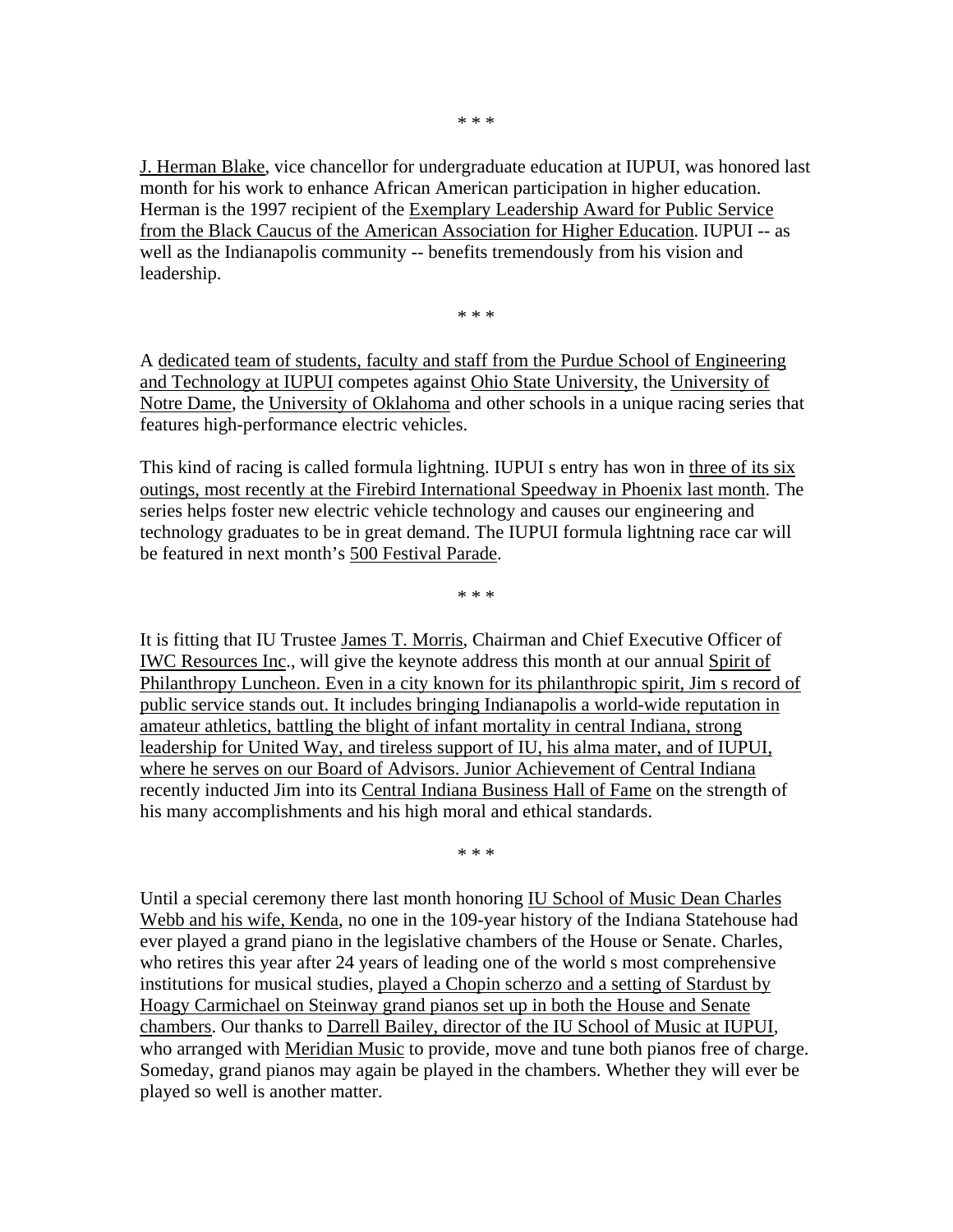\* \* \*

J. Herman Blake, vice chancellor for undergraduate education at IUPUI, was honored last month for his work to enhance African American participation in higher education. Herman is the 1997 recipient of the Exemplary Leadership Award for Public Service from the Black Caucus of the American Association for Higher Education. IUPUI -- as well as the Indianapolis community -- benefits tremendously from his vision and leadership.

\* \* \*

A dedicated team of students, faculty and staff from the Purdue School of Engineering and Technology at IUPUI competes against Ohio State University, the University of Notre Dame, the University of Oklahoma and other schools in a unique racing series that features high-performance electric vehicles.

This kind of racing is called formula lightning. IUPUI s entry has won in three of its six outings, most recently at the Firebird International Speedway in Phoenix last month. The series helps foster new electric vehicle technology and causes our engineering and technology graduates to be in great demand. The IUPUI formula lightning race car will be featured in next month's 500 Festival Parade.

\* \* \*

It is fitting that IU Trustee James T. Morris, Chairman and Chief Executive Officer of IWC Resources Inc., will give the keynote address this month at our annual Spirit of Philanthropy Luncheon. Even in a city known for its philanthropic spirit, Jim s record of public service stands out. It includes bringing Indianapolis a world-wide reputation in amateur athletics, battling the blight of infant mortality in central Indiana, strong leadership for United Way, and tireless support of IU, his alma mater, and of IUPUI, where he serves on our Board of Advisors. Junior Achievement of Central Indiana recently inducted Jim into its Central Indiana Business Hall of Fame on the strength of his many accomplishments and his high moral and ethical standards.

\* \* \*

Until a special ceremony there last month honoring IU School of Music Dean Charles Webb and his wife, Kenda, no one in the 109-year history of the Indiana Statehouse had ever played a grand piano in the legislative chambers of the House or Senate. Charles, who retires this year after 24 years of leading one of the world s most comprehensive institutions for musical studies, played a Chopin scherzo and a setting of Stardust by Hoagy Carmichael on Steinway grand pianos set up in both the House and Senate chambers. Our thanks to Darrell Bailey, director of the IU School of Music at IUPUI, who arranged with Meridian Music to provide, move and tune both pianos free of charge. Someday, grand pianos may again be played in the chambers. Whether they will ever be played so well is another matter.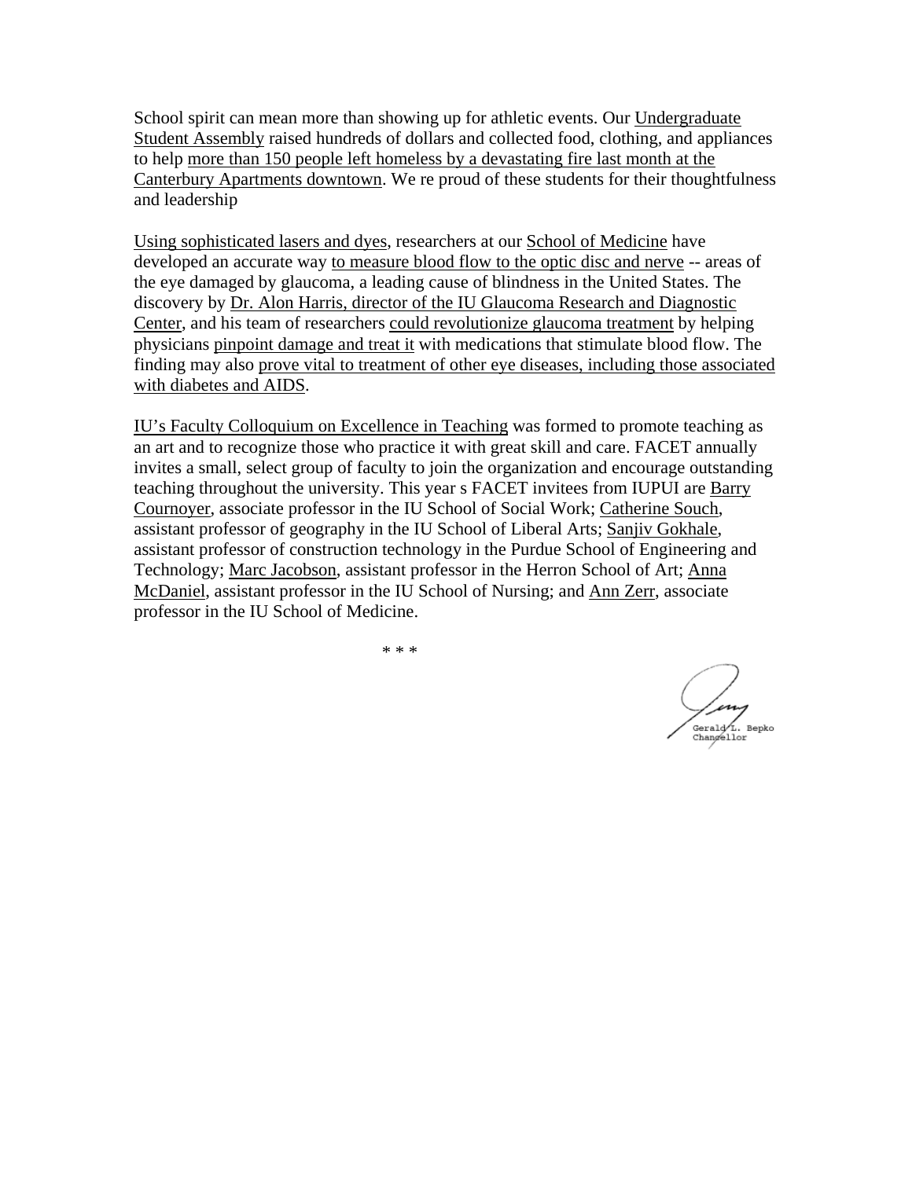School spirit can mean more than showing up for athletic events. Our Undergraduate Student Assembly raised hundreds of dollars and collected food, clothing, and appliances to help more than 150 people left homeless by a devastating fire last month at the Canterbury Apartments downtown. We re proud of these students for their thoughtfulness and leadership

Using sophisticated lasers and dyes, researchers at our School of Medicine have developed an accurate way to measure blood flow to the optic disc and nerve -- areas of the eye damaged by glaucoma, a leading cause of blindness in the United States. The discovery by Dr. Alon Harris, director of the IU Glaucoma Research and Diagnostic Center, and his team of researchers could revolutionize glaucoma treatment by helping physicians pinpoint damage and treat it with medications that stimulate blood flow. The finding may also prove vital to treatment of other eye diseases, including those associated with diabetes and AIDS.

IU's Faculty Colloquium on Excellence in Teaching was formed to promote teaching as an art and to recognize those who practice it with great skill and care. FACET annually invites a small, select group of faculty to join the organization and encourage outstanding teaching throughout the university. This year s FACET invitees from IUPUI are Barry Cournoyer, associate professor in the IU School of Social Work; Catherine Souch, assistant professor of geography in the IU School of Liberal Arts; Sanjiv Gokhale, assistant professor of construction technology in the Purdue School of Engineering and Technology; Marc Jacobson, assistant professor in the Herron School of Art; Anna McDaniel, assistant professor in the IU School of Nursing; and Ann Zerr, associate professor in the IU School of Medicine.

* * *

Gerald L. Bepko
Chancellor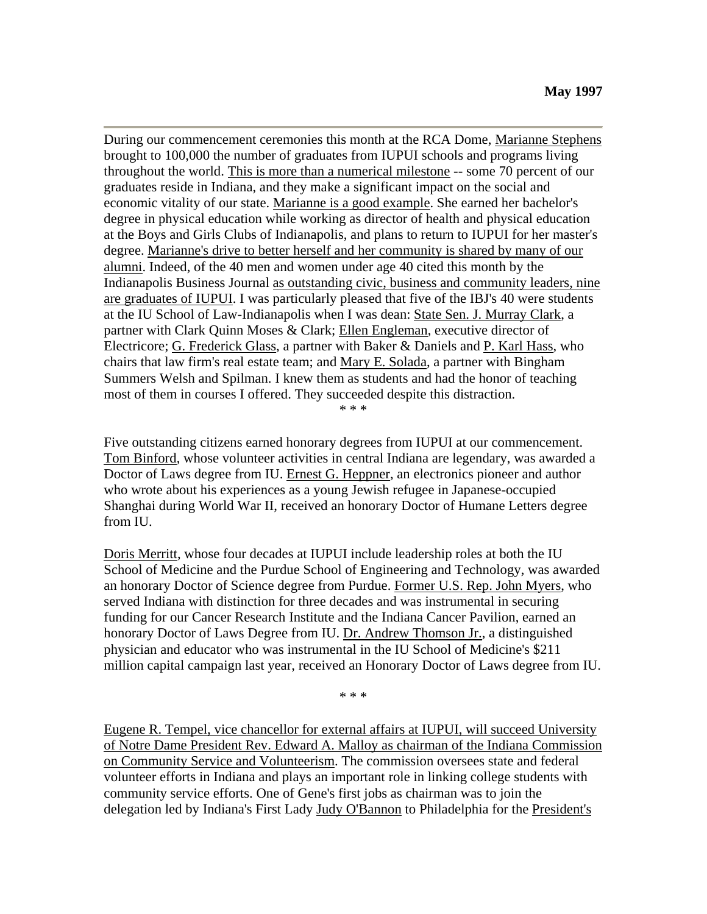**May 1997**

---

During our commencement ceremonies this month at the RCA Dome, Marianne Stephens brought to 100,000 the number of graduates from IUPUI schools and programs living throughout the world. This is more than a numerical milestone -- some 70 percent of our graduates reside in Indiana, and they make a significant impact on the social and economic vitality of our state. Marianne is a good example. She earned her bachelor's degree in physical education while working as director of health and physical education at the Boys and Girls Clubs of Indianapolis, and plans to return to IUPUI for her master's degree. Marianne's drive to better herself and her community is shared by many of our alumni. Indeed, of the 40 men and women under age 40 cited this month by the Indianapolis Business Journal as outstanding civic, business and community leaders, nine are graduates of IUPUI. I was particularly pleased that five of the IBJ's 40 were students at the IU School of Law-Indianapolis when I was dean: State Sen. J. Murray Clark, a partner with Clark Quinn Moses & Clark; Ellen Engleman, executive director of Electricore; G. Frederick Glass, a partner with Baker & Daniels and P. Karl Hass, who chairs that law firm's real estate team; and Mary E. Solada, a partner with Bingham Summers Welsh and Spilman. I knew them as students and had the honor of teaching most of them in courses I offered. They succeeded despite this distraction.

\* \* \*

Five outstanding citizens earned honorary degrees from IUPUI at our commencement. Tom Binford, whose volunteer activities in central Indiana are legendary, was awarded a Doctor of Laws degree from IU. Ernest G. Heppner, an electronics pioneer and author who wrote about his experiences as a young Jewish refugee in Japanese-occupied Shanghai during World War II, received an honorary Doctor of Humane Letters degree from IU.

Doris Merritt, whose four decades at IUPUI include leadership roles at both the IU School of Medicine and the Purdue School of Engineering and Technology, was awarded an honorary Doctor of Science degree from Purdue. Former U.S. Rep. John Myers, who served Indiana with distinction for three decades and was instrumental in securing funding for our Cancer Research Institute and the Indiana Cancer Pavilion, earned an honorary Doctor of Laws Degree from IU. Dr. Andrew Thomson Jr., a distinguished physician and educator who was instrumental in the IU School of Medicine's $211 million capital campaign last year, received an Honorary Doctor of Laws degree from IU.

\* \* \*

Eugene R. Tempel, vice chancellor for external affairs at IUPUI, will succeed University of Notre Dame President Rev. Edward A. Malloy as chairman of the Indiana Commission on Community Service and Volunteerism. The commission oversees state and federal volunteer efforts in Indiana and plays an important role in linking college students with community service efforts. One of Gene's first jobs as chairman was to join the delegation led by Indiana's First Lady Judy O'Bannon to Philadelphia for the President's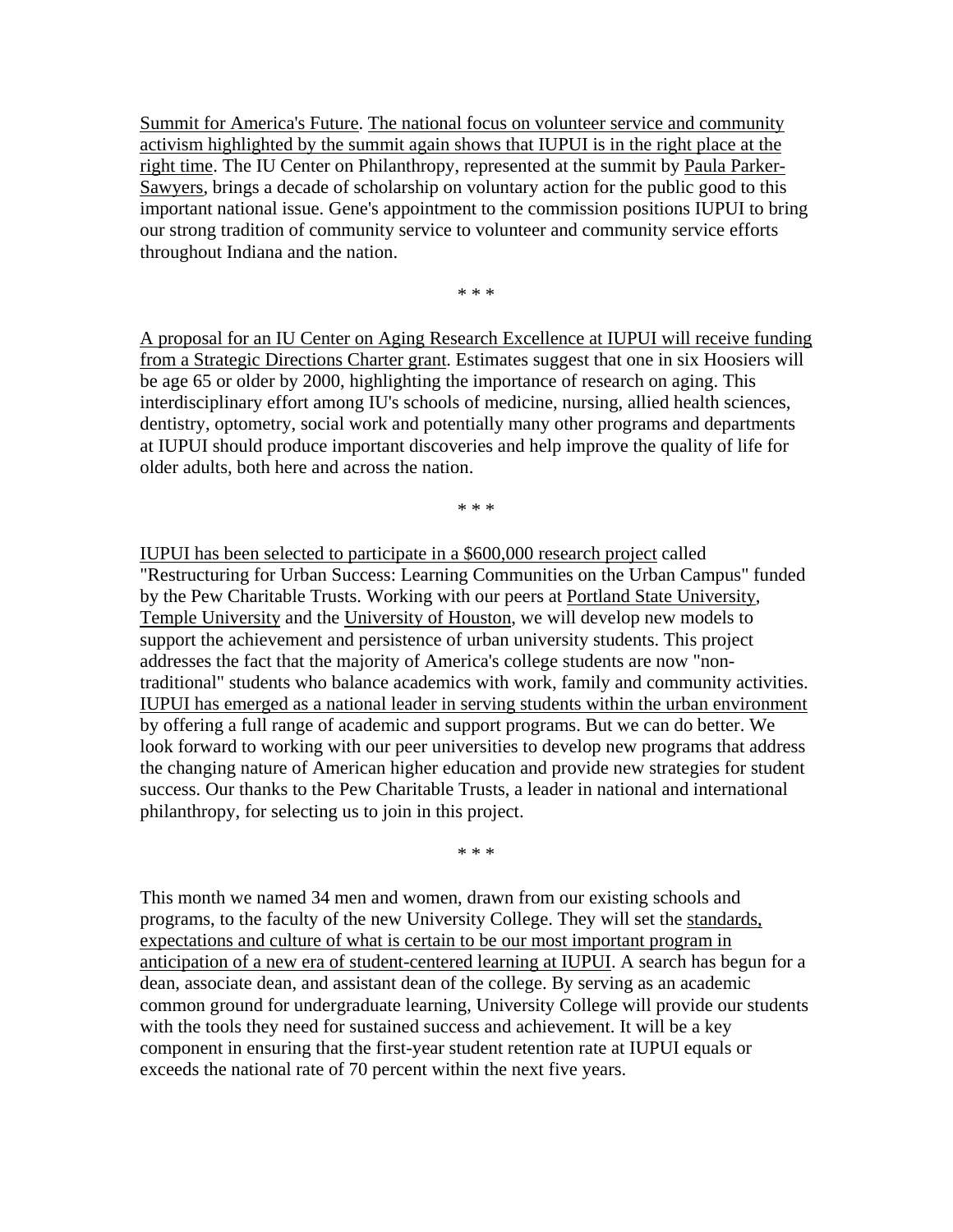Summit for America's Future. The national focus on volunteer service and community activism highlighted by the summit again shows that IUPUI is in the right place at the right time. The IU Center on Philanthropy, represented at the summit by Paula Parker-Sawyers, brings a decade of scholarship on voluntary action for the public good to this important national issue. Gene's appointment to the commission positions IUPUI to bring our strong tradition of community service to volunteer and community service efforts throughout Indiana and the nation.

* * *

A proposal for an IU Center on Aging Research Excellence at IUPUI will receive funding from a Strategic Directions Charter grant. Estimates suggest that one in six Hoosiers will be age 65 or older by 2000, highlighting the importance of research on aging. This interdisciplinary effort among IU's schools of medicine, nursing, allied health sciences, dentistry, optometry, social work and potentially many other programs and departments at IUPUI should produce important discoveries and help improve the quality of life for older adults, both here and across the nation.

* * *

IUPUI has been selected to participate in a $600,000 research project called "Restructuring for Urban Success: Learning Communities on the Urban Campus" funded by the Pew Charitable Trusts. Working with our peers at Portland State University, Temple University and the University of Houston, we will develop new models to support the achievement and persistence of urban university students. This project addresses the fact that the majority of America's college students are now "non-traditional" students who balance academics with work, family and community activities. IUPUI has emerged as a national leader in serving students within the urban environment by offering a full range of academic and support programs. But we can do better. We look forward to working with our peer universities to develop new programs that address the changing nature of American higher education and provide new strategies for student success. Our thanks to the Pew Charitable Trusts, a leader in national and international philanthropy, for selecting us to join in this project.

* * *

This month we named 34 men and women, drawn from our existing schools and programs, to the faculty of the new University College. They will set the standards, expectations and culture of what is certain to be our most important program in anticipation of a new era of student-centered learning at IUPUI. A search has begun for a dean, associate dean, and assistant dean of the college. By serving as an academic common ground for undergraduate learning, University College will provide our students with the tools they need for sustained success and achievement. It will be a key component in ensuring that the first-year student retention rate at IUPUI equals or exceeds the national rate of 70 percent within the next five years.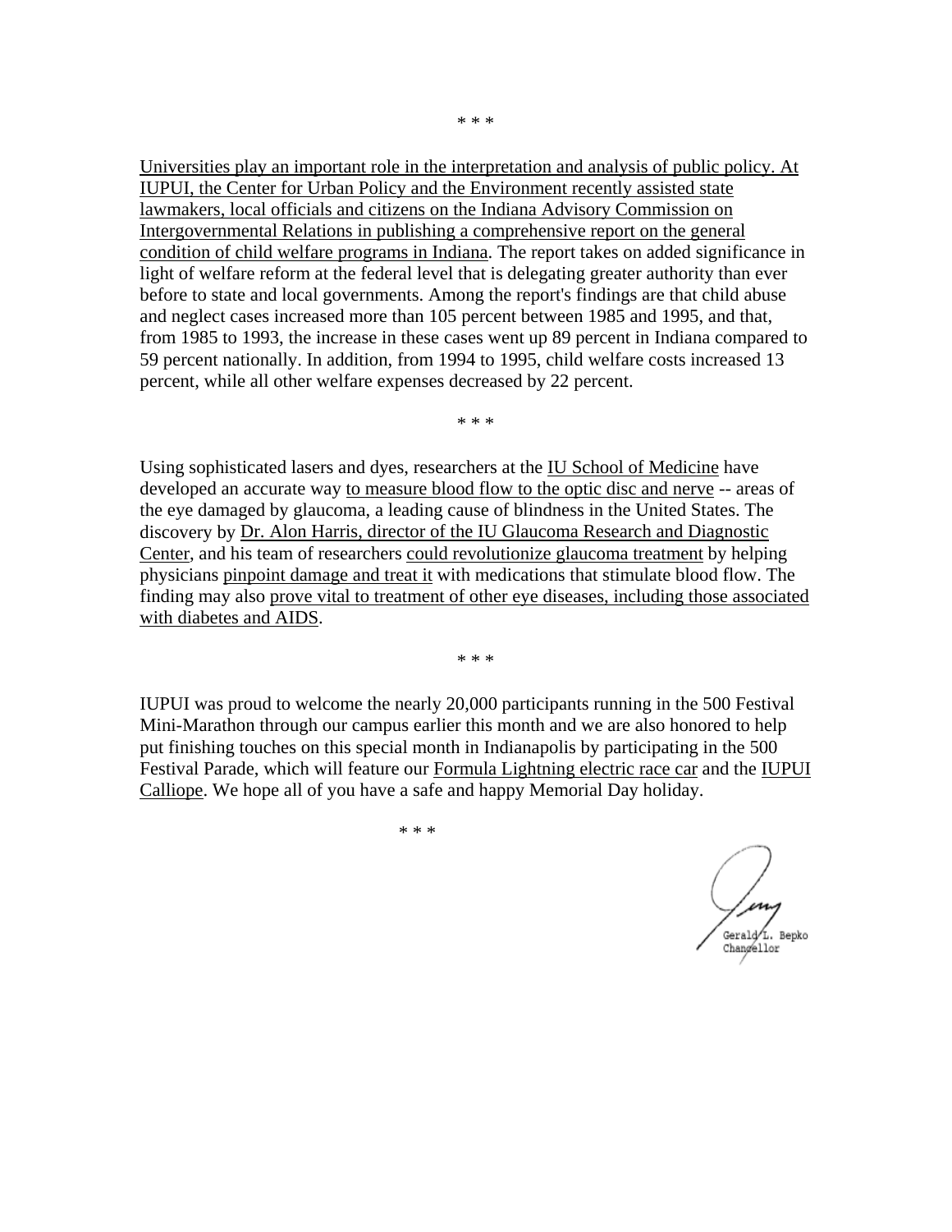\* \* \*

Universities play an important role in the interpretation and analysis of public policy. At IUPUI, the Center for Urban Policy and the Environment recently assisted state lawmakers, local officials and citizens on the Indiana Advisory Commission on Intergovernmental Relations in publishing a comprehensive report on the general condition of child welfare programs in Indiana. The report takes on added significance in light of welfare reform at the federal level that is delegating greater authority than ever before to state and local governments. Among the report's findings are that child abuse and neglect cases increased more than 105 percent between 1985 and 1995, and that, from 1985 to 1993, the increase in these cases went up 89 percent in Indiana compared to 59 percent nationally. In addition, from 1994 to 1995, child welfare costs increased 13 percent, while all other welfare expenses decreased by 22 percent.

\* \* \*

Using sophisticated lasers and dyes, researchers at the IU School of Medicine have developed an accurate way to measure blood flow to the optic disc and nerve -- areas of the eye damaged by glaucoma, a leading cause of blindness in the United States. The discovery by Dr. Alon Harris, director of the IU Glaucoma Research and Diagnostic Center, and his team of researchers could revolutionize glaucoma treatment by helping physicians pinpoint damage and treat it with medications that stimulate blood flow. The finding may also prove vital to treatment of other eye diseases, including those associated with diabetes and AIDS.

\* \* \*

IUPUI was proud to welcome the nearly 20,000 participants running in the 500 Festival Mini-Marathon through our campus earlier this month and we are also honored to help put finishing touches on this special month in Indianapolis by participating in the 500 Festival Parade, which will feature our Formula Lightning electric race car and the IUPUI Calliope. We hope all of you have a safe and happy Memorial Day holiday.

\* \* \*

Gerald L. Bepko
Chancellor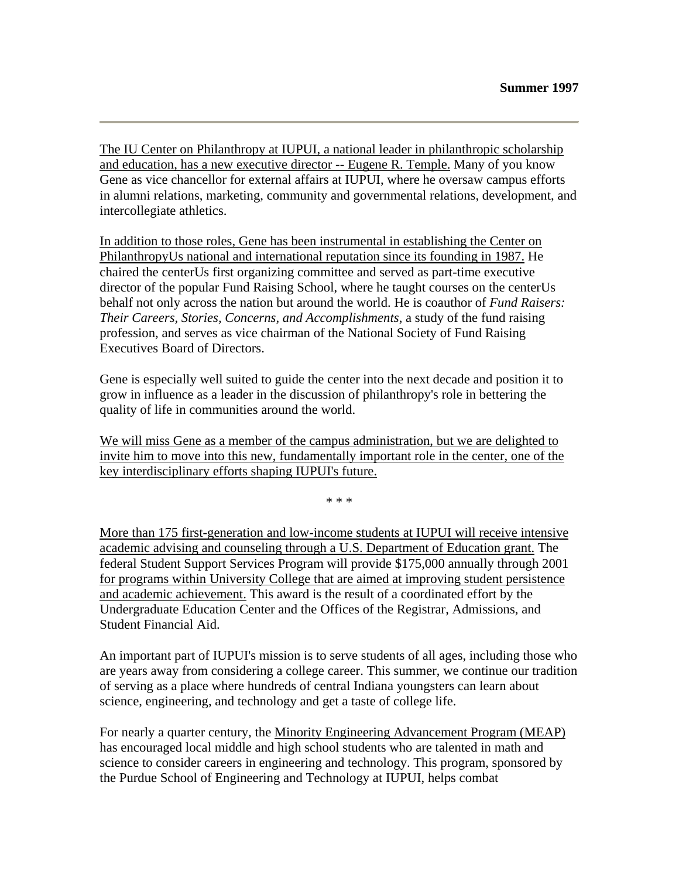**Summer 1997**

---

The IU Center on Philanthropy at IUPUI, a national leader in philanthropic scholarship and education, has a new executive director -- Eugene R. Temple. Many of you know Gene as vice chancellor for external affairs at IUPUI, where he oversaw campus efforts in alumni relations, marketing, community and governmental relations, development, and intercollegiate athletics.

In addition to those roles, Gene has been instrumental in establishing the Center on PhilanthropyUs national and international reputation since its founding in 1987. He chaired the centerUs first organizing committee and served as part-time executive director of the popular Fund Raising School, where he taught courses on the centerUs behalf not only across the nation but around the world. He is coauthor of *Fund Raisers: Their Careers, Stories, Concerns, and Accomplishments*, a study of the fund raising profession, and serves as vice chairman of the National Society of Fund Raising Executives Board of Directors.

Gene is especially well suited to guide the center into the next decade and position it to grow in influence as a leader in the discussion of philanthropy's role in bettering the quality of life in communities around the world.

We will miss Gene as a member of the campus administration, but we are delighted to invite him to move into this new, fundamentally important role in the center, one of the key interdisciplinary efforts shaping IUPUI's future.

\* \* \*

More than 175 first-generation and low-income students at IUPUI will receive intensive academic advising and counseling through a U.S. Department of Education grant. The federal Student Support Services Program will provide $175,000 annually through 2001 for programs within University College that are aimed at improving student persistence and academic achievement. This award is the result of a coordinated effort by the Undergraduate Education Center and the Offices of the Registrar, Admissions, and Student Financial Aid.

An important part of IUPUI's mission is to serve students of all ages, including those who are years away from considering a college career. This summer, we continue our tradition of serving as a place where hundreds of central Indiana youngsters can learn about science, engineering, and technology and get a taste of college life.

For nearly a quarter century, the Minority Engineering Advancement Program (MEAP) has encouraged local middle and high school students who are talented in math and science to consider careers in engineering and technology. This program, sponsored by the Purdue School of Engineering and Technology at IUPUI, helps combat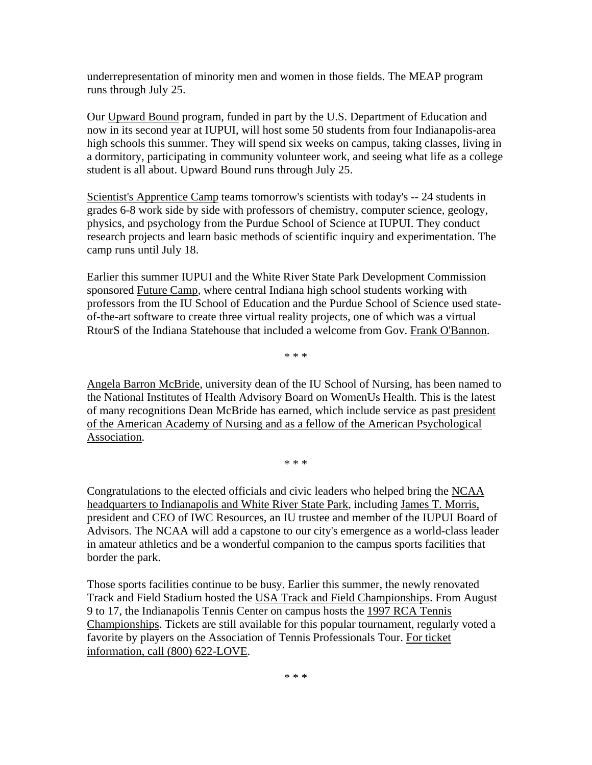underrepresentation of minority men and women in those fields. The MEAP program runs through July 25.

Our Upward Bound program, funded in part by the U.S. Department of Education and now in its second year at IUPUI, will host some 50 students from four Indianapolis-area high schools this summer. They will spend six weeks on campus, taking classes, living in a dormitory, participating in community volunteer work, and seeing what life as a college student is all about. Upward Bound runs through July 25.

Scientist's Apprentice Camp teams tomorrow's scientists with today's -- 24 students in grades 6-8 work side by side with professors of chemistry, computer science, geology, physics, and psychology from the Purdue School of Science at IUPUI. They conduct research projects and learn basic methods of scientific inquiry and experimentation. The camp runs until July 18.

Earlier this summer IUPUI and the White River State Park Development Commission sponsored Future Camp, where central Indiana high school students working with professors from the IU School of Education and the Purdue School of Science used state-of-the-art software to create three virtual reality projects, one of which was a virtual RtourS of the Indiana Statehouse that included a welcome from Gov. Frank O'Bannon.

* * *

Angela Barron McBride, university dean of the IU School of Nursing, has been named to the National Institutes of Health Advisory Board on WomenUs Health. This is the latest of many recognitions Dean McBride has earned, which include service as past president of the American Academy of Nursing and as a fellow of the American Psychological Association.

* * *

Congratulations to the elected officials and civic leaders who helped bring the NCAA headquarters to Indianapolis and White River State Park, including James T. Morris, president and CEO of IWC Resources, an IU trustee and member of the IUPUI Board of Advisors. The NCAA will add a capstone to our city's emergence as a world-class leader in amateur athletics and be a wonderful companion to the campus sports facilities that border the park.

Those sports facilities continue to be busy. Earlier this summer, the newly renovated Track and Field Stadium hosted the USA Track and Field Championships. From August 9 to 17, the Indianapolis Tennis Center on campus hosts the 1997 RCA Tennis Championships. Tickets are still available for this popular tournament, regularly voted a favorite by players on the Association of Tennis Professionals Tour. For ticket information, call (800) 622-LOVE.

* * *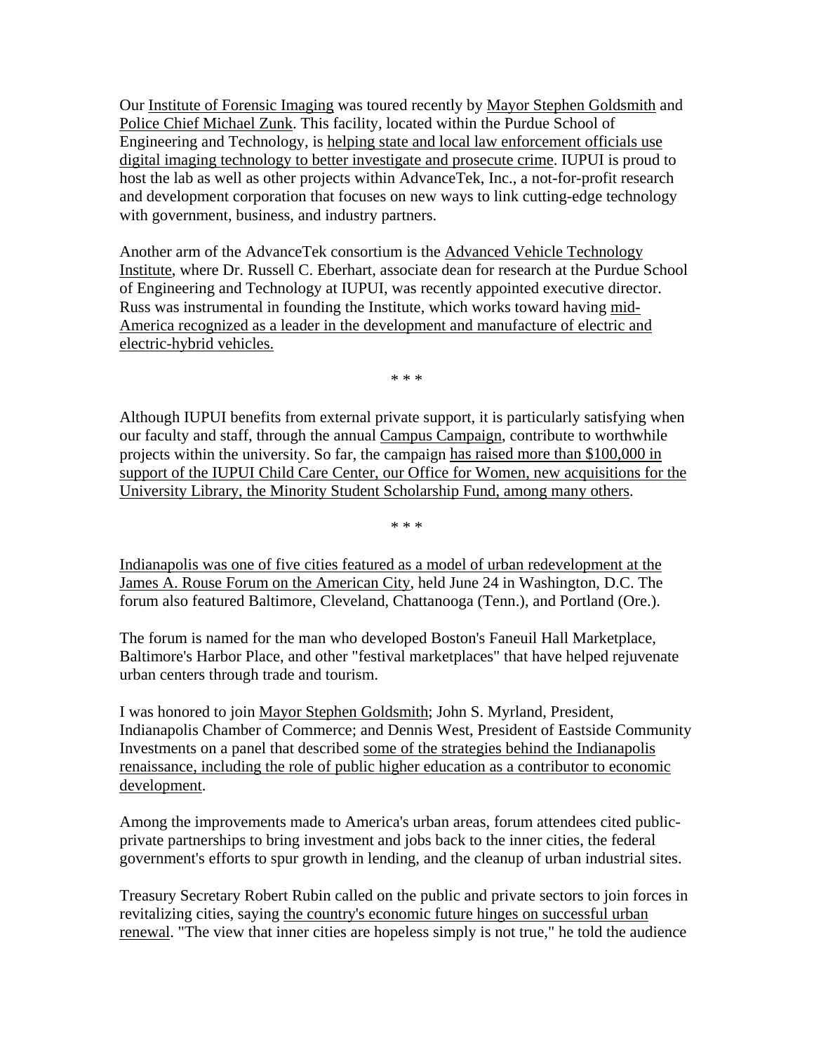Our Institute of Forensic Imaging was toured recently by Mayor Stephen Goldsmith and Police Chief Michael Zunk. This facility, located within the Purdue School of Engineering and Technology, is helping state and local law enforcement officials use digital imaging technology to better investigate and prosecute crime. IUPUI is proud to host the lab as well as other projects within AdvanceTek, Inc., a not-for-profit research and development corporation that focuses on new ways to link cutting-edge technology with government, business, and industry partners.

Another arm of the AdvanceTek consortium is the Advanced Vehicle Technology Institute, where Dr. Russell C. Eberhart, associate dean for research at the Purdue School of Engineering and Technology at IUPUI, was recently appointed executive director. Russ was instrumental in founding the Institute, which works toward having mid-America recognized as a leader in the development and manufacture of electric and electric-hybrid vehicles.

\* \* \*

Although IUPUI benefits from external private support, it is particularly satisfying when our faculty and staff, through the annual Campus Campaign, contribute to worthwhile projects within the university. So far, the campaign has raised more than $100,000 in support of the IUPUI Child Care Center, our Office for Women, new acquisitions for the University Library, the Minority Student Scholarship Fund, among many others.

\* \* \*

Indianapolis was one of five cities featured as a model of urban redevelopment at the James A. Rouse Forum on the American City, held June 24 in Washington, D.C. The forum also featured Baltimore, Cleveland, Chattanooga (Tenn.), and Portland (Ore.).

The forum is named for the man who developed Boston's Faneuil Hall Marketplace, Baltimore's Harbor Place, and other "festival marketplaces" that have helped rejuvenate urban centers through trade and tourism.

I was honored to join Mayor Stephen Goldsmith; John S. Myrland, President, Indianapolis Chamber of Commerce; and Dennis West, President of Eastside Community Investments on a panel that described some of the strategies behind the Indianapolis renaissance, including the role of public higher education as a contributor to economic development.

Among the improvements made to America's urban areas, forum attendees cited public-private partnerships to bring investment and jobs back to the inner cities, the federal government's efforts to spur growth in lending, and the cleanup of urban industrial sites.

Treasury Secretary Robert Rubin called on the public and private sectors to join forces in revitalizing cities, saying the country's economic future hinges on successful urban renewal. "The view that inner cities are hopeless simply is not true," he told the audience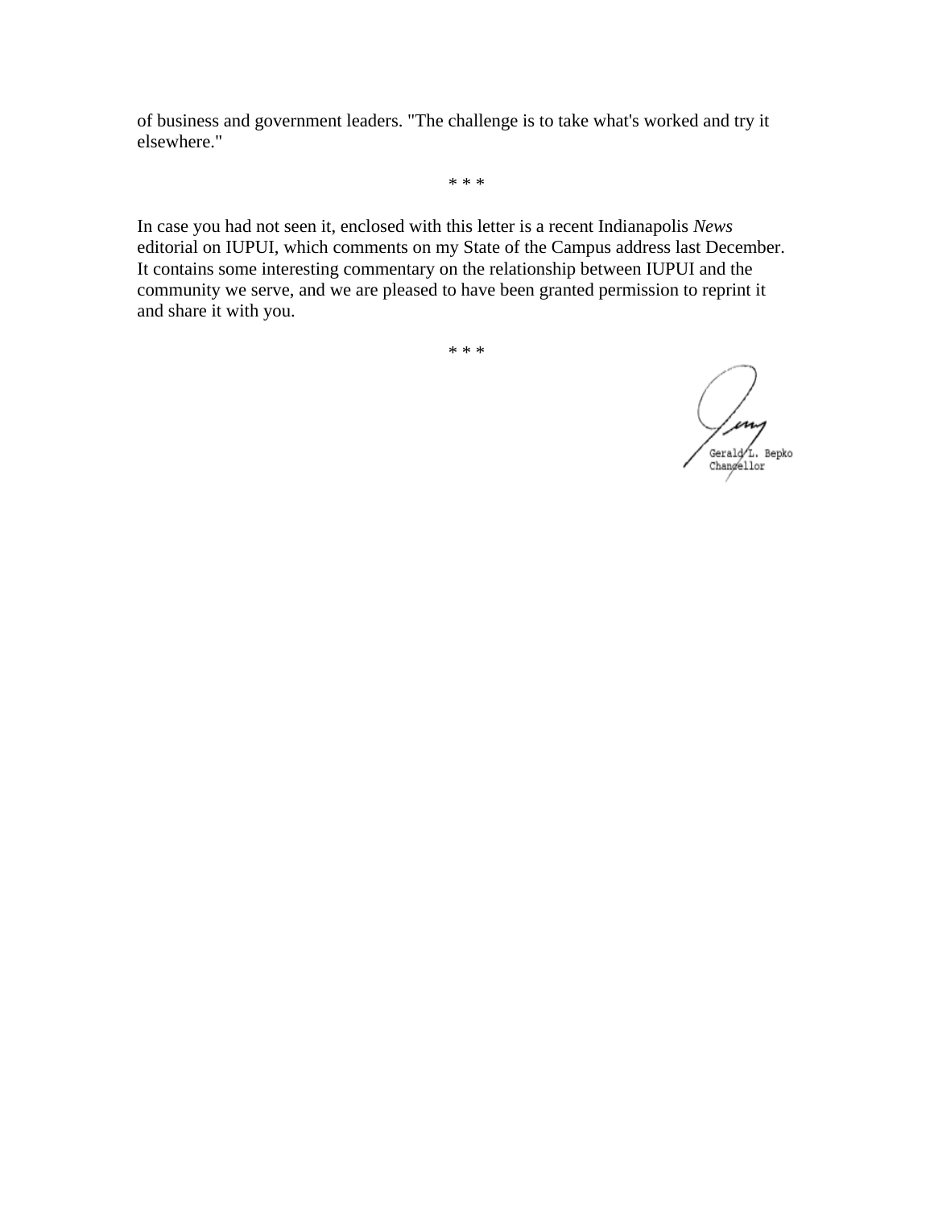of business and government leaders. "The challenge is to take what's worked and try it elsewhere."

\* \* \*

In case you had not seen it, enclosed with this letter is a recent Indianapolis *News* editorial on IUPUI, which comments on my State of the Campus address last December. It contains some interesting commentary on the relationship between IUPUI and the community we serve, and we are pleased to have been granted permission to reprint it and share it with you.

\* \* \*

Gerald L. Bepko
Chancellor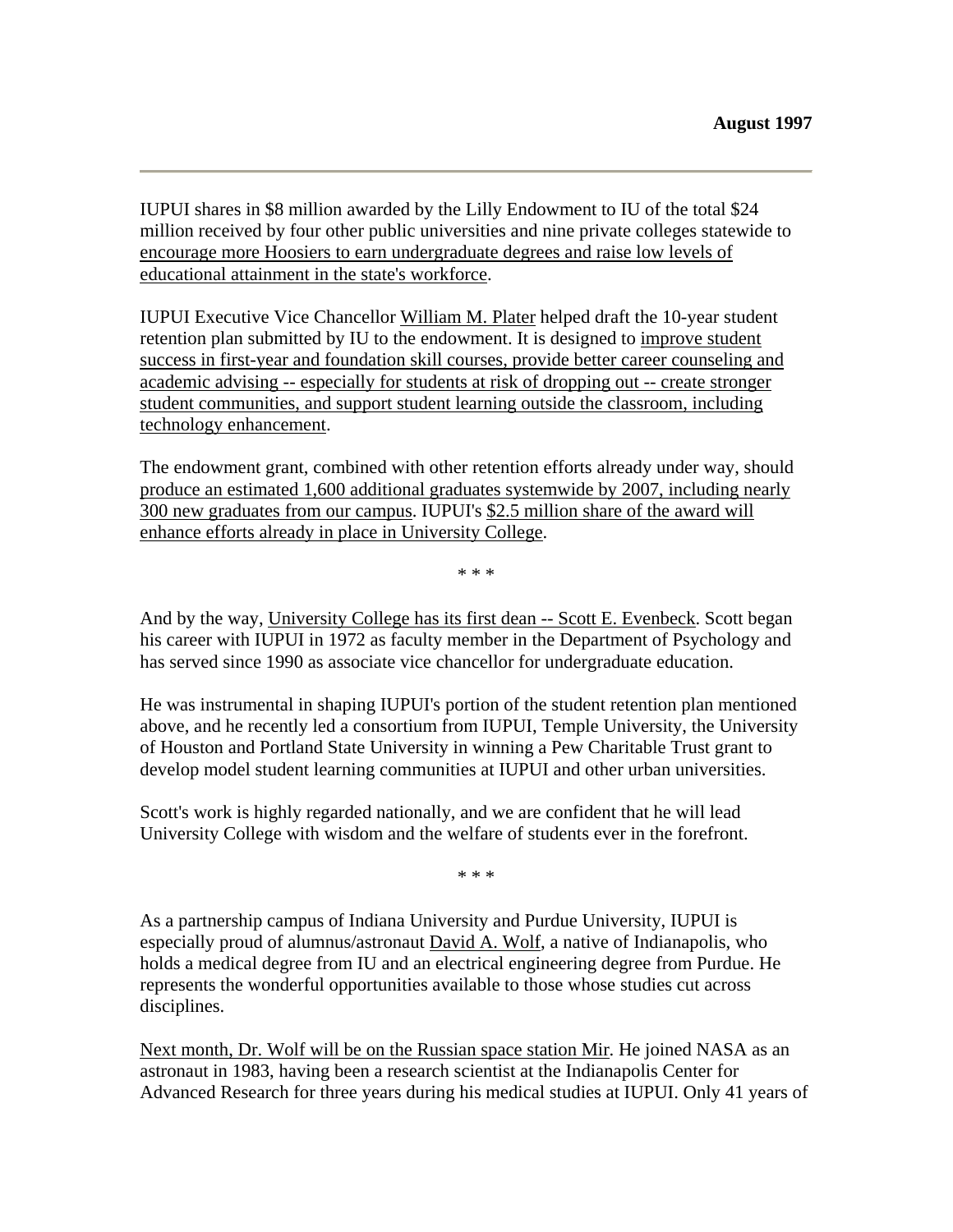**August 1997**

---

IUPUI shares in $8 million awarded by the Lilly Endowment to IU of the total $24 million received by four other public universities and nine private colleges statewide to encourage more Hoosiers to earn undergraduate degrees and raise low levels of educational attainment in the state's workforce.

IUPUI Executive Vice Chancellor William M. Plater helped draft the 10-year student retention plan submitted by IU to the endowment. It is designed to improve student success in first-year and foundation skill courses, provide better career counseling and academic advising -- especially for students at risk of dropping out -- create stronger student communities, and support student learning outside the classroom, including technology enhancement.

The endowment grant, combined with other retention efforts already under way, should produce an estimated 1,600 additional graduates systemwide by 2007, including nearly 300 new graduates from our campus. IUPUI's $2.5 million share of the award will enhance efforts already in place in University College.

\* \* \*

And by the way, University College has its first dean -- Scott E. Evenbeck. Scott began his career with IUPUI in 1972 as faculty member in the Department of Psychology and has served since 1990 as associate vice chancellor for undergraduate education.

He was instrumental in shaping IUPUI's portion of the student retention plan mentioned above, and he recently led a consortium from IUPUI, Temple University, the University of Houston and Portland State University in winning a Pew Charitable Trust grant to develop model student learning communities at IUPUI and other urban universities.

Scott's work is highly regarded nationally, and we are confident that he will lead University College with wisdom and the welfare of students ever in the forefront.

\* \* \*

As a partnership campus of Indiana University and Purdue University, IUPUI is especially proud of alumnus/astronaut David A. Wolf, a native of Indianapolis, who holds a medical degree from IU and an electrical engineering degree from Purdue. He represents the wonderful opportunities available to those whose studies cut across disciplines.

Next month, Dr. Wolf will be on the Russian space station Mir. He joined NASA as an astronaut in 1983, having been a research scientist at the Indianapolis Center for Advanced Research for three years during his medical studies at IUPUI. Only 41 years of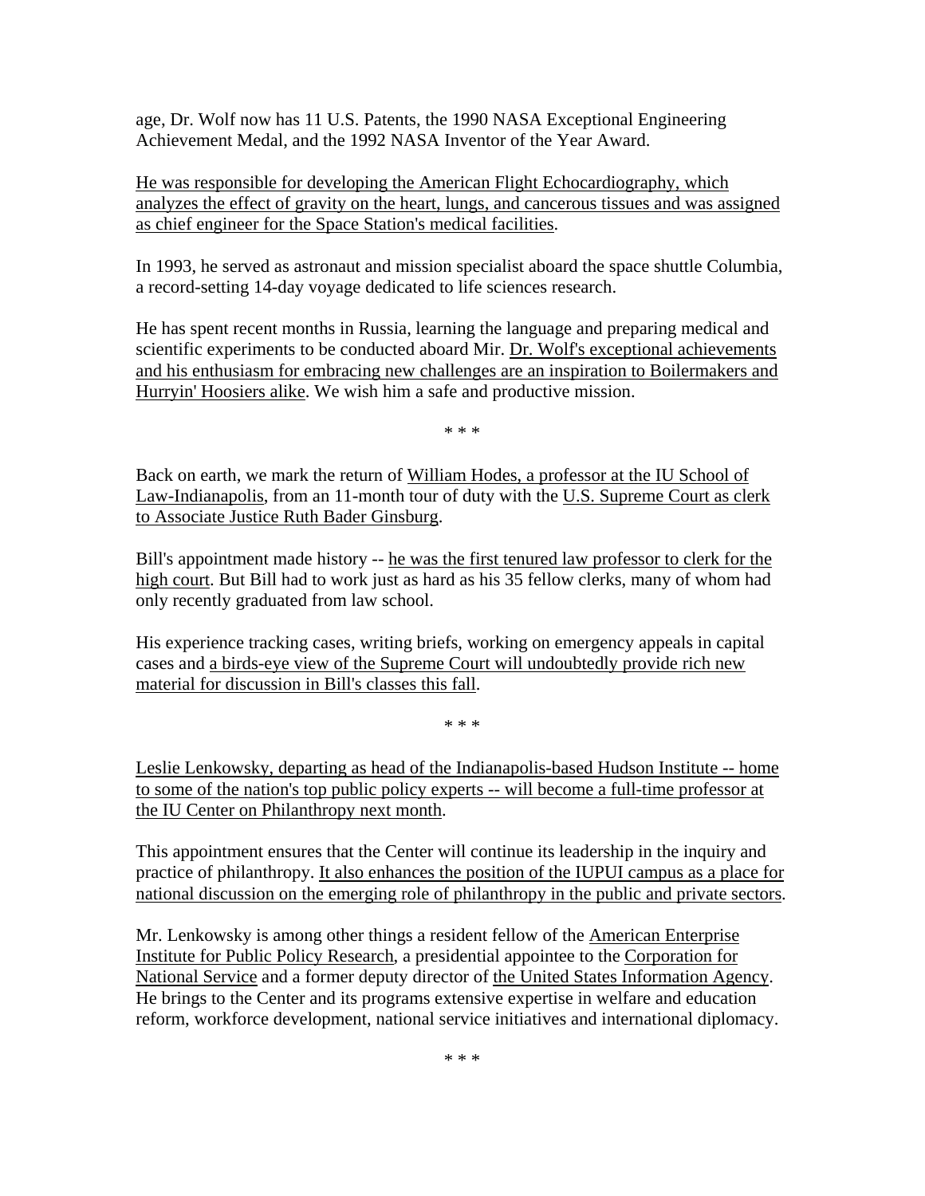age, Dr. Wolf now has 11 U.S. Patents, the 1990 NASA Exceptional Engineering Achievement Medal, and the 1992 NASA Inventor of the Year Award.

He was responsible for developing the American Flight Echocardiography, which analyzes the effect of gravity on the heart, lungs, and cancerous tissues and was assigned as chief engineer for the Space Station's medical facilities.

In 1993, he served as astronaut and mission specialist aboard the space shuttle Columbia, a record-setting 14-day voyage dedicated to life sciences research.

He has spent recent months in Russia, learning the language and preparing medical and scientific experiments to be conducted aboard Mir. Dr. Wolf's exceptional achievements and his enthusiasm for embracing new challenges are an inspiration to Boilermakers and Hurryin' Hoosiers alike. We wish him a safe and productive mission.

* * *

Back on earth, we mark the return of William Hodes, a professor at the IU School of Law-Indianapolis, from an 11-month tour of duty with the U.S. Supreme Court as clerk to Associate Justice Ruth Bader Ginsburg.

Bill's appointment made history -- he was the first tenured law professor to clerk for the high court. But Bill had to work just as hard as his 35 fellow clerks, many of whom had only recently graduated from law school.

His experience tracking cases, writing briefs, working on emergency appeals in capital cases and a birds-eye view of the Supreme Court will undoubtedly provide rich new material for discussion in Bill's classes this fall.

* * *

Leslie Lenkowsky, departing as head of the Indianapolis-based Hudson Institute -- home to some of the nation's top public policy experts -- will become a full-time professor at the IU Center on Philanthropy next month.

This appointment ensures that the Center will continue its leadership in the inquiry and practice of philanthropy. It also enhances the position of the IUPUI campus as a place for national discussion on the emerging role of philanthropy in the public and private sectors.

Mr. Lenkowsky is among other things a resident fellow of the American Enterprise Institute for Public Policy Research, a presidential appointee to the Corporation for National Service and a former deputy director of the United States Information Agency. He brings to the Center and its programs extensive expertise in welfare and education reform, workforce development, national service initiatives and international diplomacy.

* * *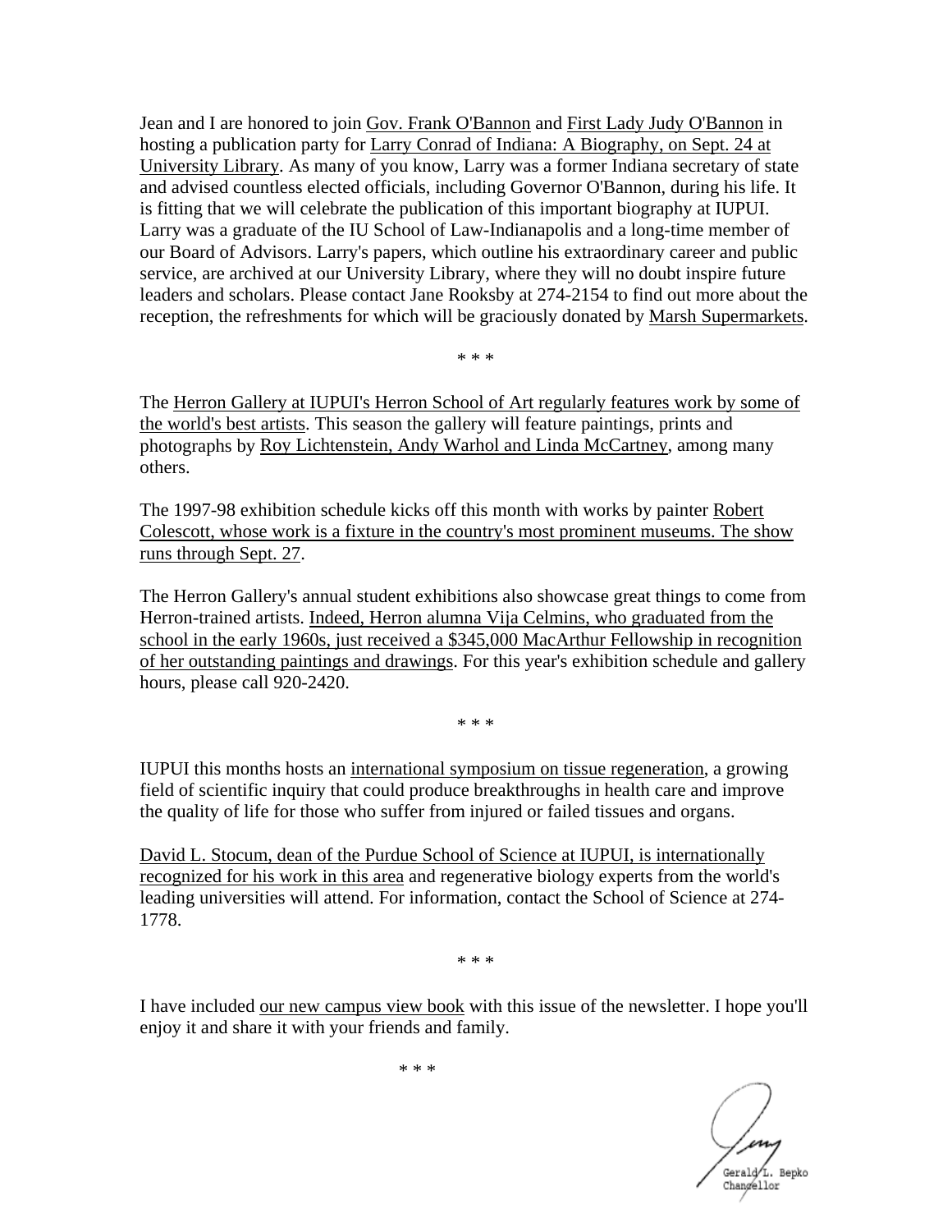Jean and I are honored to join Gov. Frank O'Bannon and First Lady Judy O'Bannon in hosting a publication party for Larry Conrad of Indiana: A Biography, on Sept. 24 at University Library. As many of you know, Larry was a former Indiana secretary of state and advised countless elected officials, including Governor O'Bannon, during his life. It is fitting that we will celebrate the publication of this important biography at IUPUI. Larry was a graduate of the IU School of Law-Indianapolis and a long-time member of our Board of Advisors. Larry's papers, which outline his extraordinary career and public service, are archived at our University Library, where they will no doubt inspire future leaders and scholars. Please contact Jane Rooksby at 274-2154 to find out more about the reception, the refreshments for which will be graciously donated by Marsh Supermarkets.

\* \* \*

The Herron Gallery at IUPUI's Herron School of Art regularly features work by some of the world's best artists. This season the gallery will feature paintings, prints and photographs by Roy Lichtenstein, Andy Warhol and Linda McCartney, among many others.

The 1997-98 exhibition schedule kicks off this month with works by painter Robert Colescott, whose work is a fixture in the country's most prominent museums. The show runs through Sept. 27.

The Herron Gallery's annual student exhibitions also showcase great things to come from Herron-trained artists. Indeed, Herron alumna Vija Celmins, who graduated from the school in the early 1960s, just received a $345,000 MacArthur Fellowship in recognition of her outstanding paintings and drawings. For this year's exhibition schedule and gallery hours, please call 920-2420.

\* \* \*

IUPUI this months hosts an international symposium on tissue regeneration, a growing field of scientific inquiry that could produce breakthroughs in health care and improve the quality of life for those who suffer from injured or failed tissues and organs.

David L. Stocum, dean of the Purdue School of Science at IUPUI, is internationally recognized for his work in this area and regenerative biology experts from the world's leading universities will attend. For information, contact the School of Science at 274-1778.

\* \* \*

I have included our new campus view book with this issue of the newsletter. I hope you'll enjoy it and share it with your friends and family.

\* \* \*

Jerry

Gerald L. Bepko
Chancellor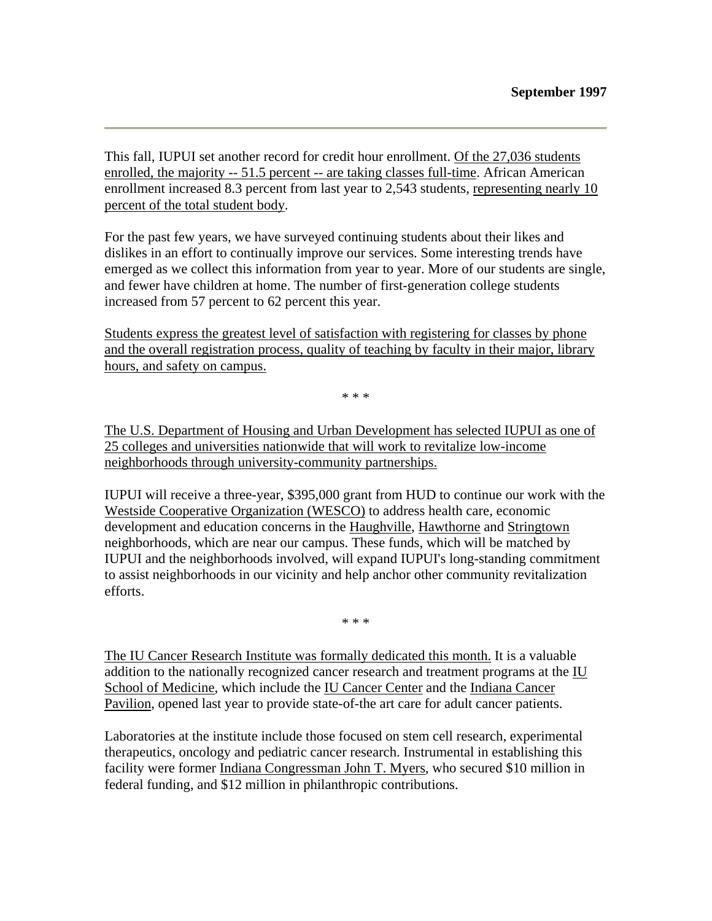**September 1997**

---

This fall, IUPUI set another record for credit hour enrollment. Of the 27,036 students enrolled, the majority -- 51.5 percent -- are taking classes full-time. African American enrollment increased 8.3 percent from last year to 2,543 students, representing nearly 10 percent of the total student body.

For the past few years, we have surveyed continuing students about their likes and dislikes in an effort to continually improve our services. Some interesting trends have emerged as we collect this information from year to year. More of our students are single, and fewer have children at home. The number of first-generation college students increased from 57 percent to 62 percent this year.

Students express the greatest level of satisfaction with registering for classes by phone and the overall registration process, quality of teaching by faculty in their major, library hours, and safety on campus.

\* \* \*

The U.S. Department of Housing and Urban Development has selected IUPUI as one of 25 colleges and universities nationwide that will work to revitalize low-income neighborhoods through university-community partnerships.

IUPUI will receive a three-year, $395,000 grant from HUD to continue our work with the Westside Cooperative Organization (WESCO) to address health care, economic development and education concerns in the Haughville, Hawthorne and Stringtown neighborhoods, which are near our campus. These funds, which will be matched by IUPUI and the neighborhoods involved, will expand IUPUI's long-standing commitment to assist neighborhoods in our vicinity and help anchor other community revitalization efforts.

\* \* \*

The IU Cancer Research Institute was formally dedicated this month. It is a valuable addition to the nationally recognized cancer research and treatment programs at the IU School of Medicine, which include the IU Cancer Center and the Indiana Cancer Pavilion, opened last year to provide state-of-the art care for adult cancer patients.

Laboratories at the institute include those focused on stem cell research, experimental therapeutics, oncology and pediatric cancer research. Instrumental in establishing this facility were former Indiana Congressman John T. Myers, who secured $10 million in federal funding, and $12 million in philanthropic contributions.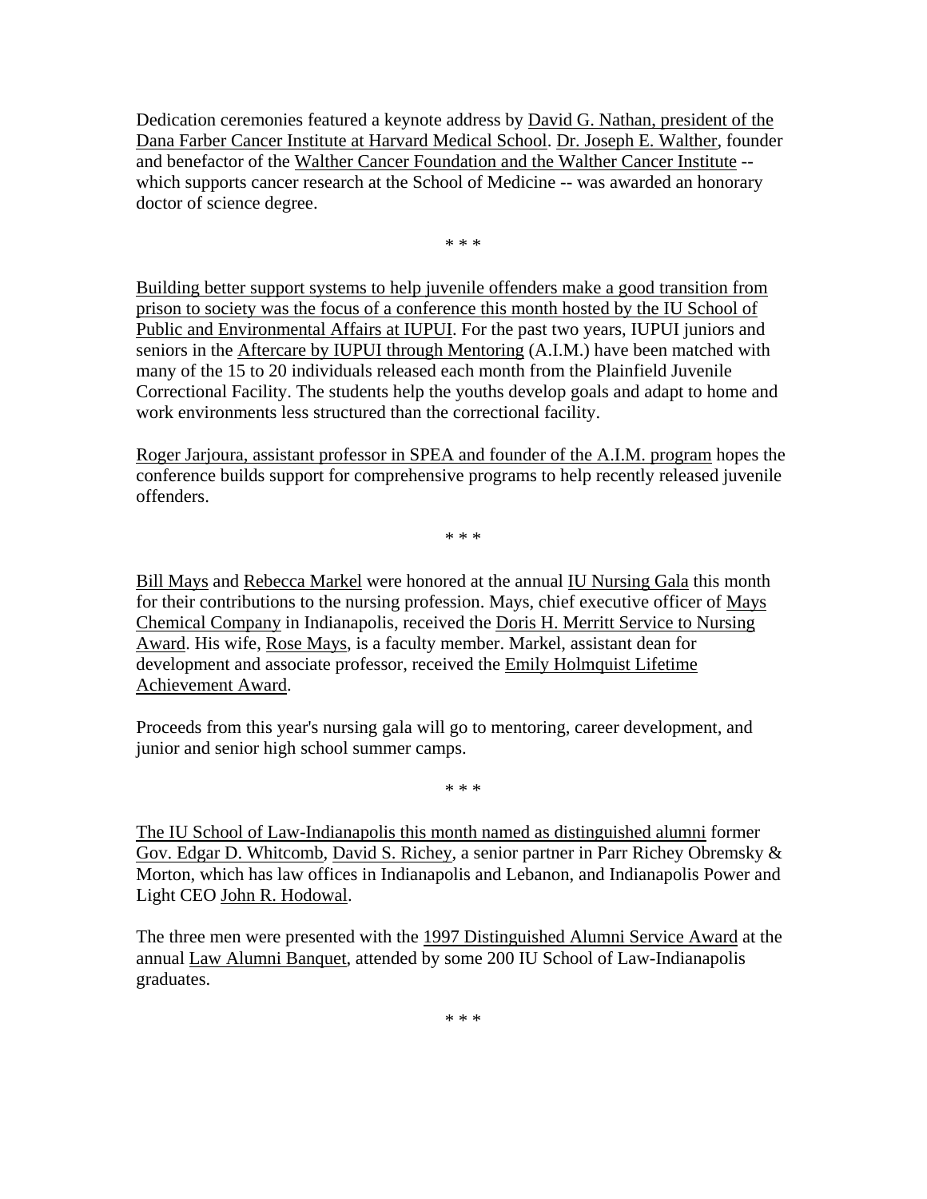Dedication ceremonies featured a keynote address by David G. Nathan, president of the Dana Farber Cancer Institute at Harvard Medical School. Dr. Joseph E. Walther, founder and benefactor of the Walther Cancer Foundation and the Walther Cancer Institute -- which supports cancer research at the School of Medicine -- was awarded an honorary doctor of science degree.

\* \* \*

Building better support systems to help juvenile offenders make a good transition from prison to society was the focus of a conference this month hosted by the IU School of Public and Environmental Affairs at IUPUI. For the past two years, IUPUI juniors and seniors in the Aftercare by IUPUI through Mentoring (A.I.M.) have been matched with many of the 15 to 20 individuals released each month from the Plainfield Juvenile Correctional Facility. The students help the youths develop goals and adapt to home and work environments less structured than the correctional facility.

Roger Jarjoura, assistant professor in SPEA and founder of the A.I.M. program hopes the conference builds support for comprehensive programs to help recently released juvenile offenders.

\* \* \*

Bill Mays and Rebecca Markel were honored at the annual IU Nursing Gala this month for their contributions to the nursing profession. Mays, chief executive officer of Mays Chemical Company in Indianapolis, received the Doris H. Merritt Service to Nursing Award. His wife, Rose Mays, is a faculty member. Markel, assistant dean for development and associate professor, received the Emily Holmquist Lifetime Achievement Award.

Proceeds from this year's nursing gala will go to mentoring, career development, and junior and senior high school summer camps.

\* \* \*

The IU School of Law-Indianapolis this month named as distinguished alumni former Gov. Edgar D. Whitcomb, David S. Richey, a senior partner in Parr Richey Obremsky & Morton, which has law offices in Indianapolis and Lebanon, and Indianapolis Power and Light CEO John R. Hodowal.

The three men were presented with the 1997 Distinguished Alumni Service Award at the annual Law Alumni Banquet, attended by some 200 IU School of Law-Indianapolis graduates.

\* \* \*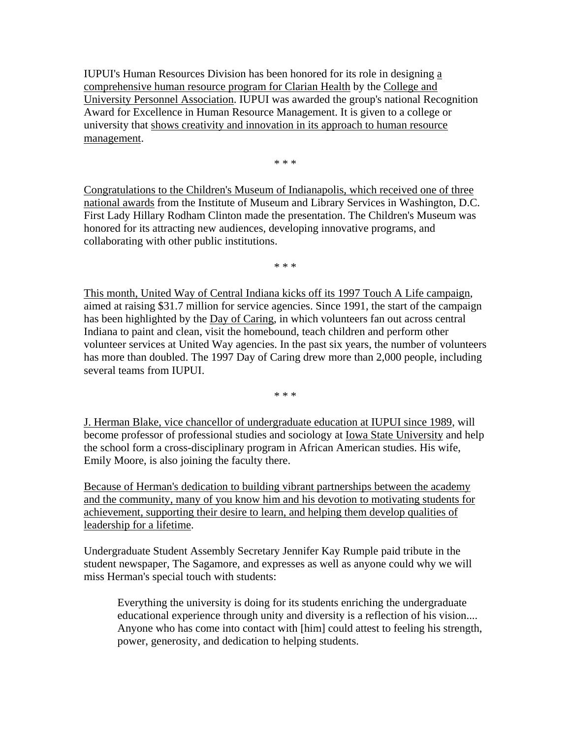IUPUI's Human Resources Division has been honored for its role in designing a comprehensive human resource program for Clarian Health by the College and University Personnel Association. IUPUI was awarded the group's national Recognition Award for Excellence in Human Resource Management. It is given to a college or university that shows creativity and innovation in its approach to human resource management.

\* \* \*

Congratulations to the Children's Museum of Indianapolis, which received one of three national awards from the Institute of Museum and Library Services in Washington, D.C. First Lady Hillary Rodham Clinton made the presentation. The Children's Museum was honored for its attracting new audiences, developing innovative programs, and collaborating with other public institutions.

\* \* \*

This month, United Way of Central Indiana kicks off its 1997 Touch A Life campaign, aimed at raising $31.7 million for service agencies. Since 1991, the start of the campaign has been highlighted by the Day of Caring, in which volunteers fan out across central Indiana to paint and clean, visit the homebound, teach children and perform other volunteer services at United Way agencies. In the past six years, the number of volunteers has more than doubled. The 1997 Day of Caring drew more than 2,000 people, including several teams from IUPUI.

\* \* \*

J. Herman Blake, vice chancellor of undergraduate education at IUPUI since 1989, will become professor of professional studies and sociology at Iowa State University and help the school form a cross-disciplinary program in African American studies. His wife, Emily Moore, is also joining the faculty there.

Because of Herman's dedication to building vibrant partnerships between the academy and the community, many of you know him and his devotion to motivating students for achievement, supporting their desire to learn, and helping them develop qualities of leadership for a lifetime.

Undergraduate Student Assembly Secretary Jennifer Kay Rumple paid tribute in the student newspaper, The Sagamore, and expresses as well as anyone could why we will miss Herman's special touch with students:

> Everything the university is doing for its students enriching the undergraduate educational experience through unity and diversity is a reflection of his vision.... Anyone who has come into contact with [him] could attest to feeling his strength, power, generosity, and dedication to helping students.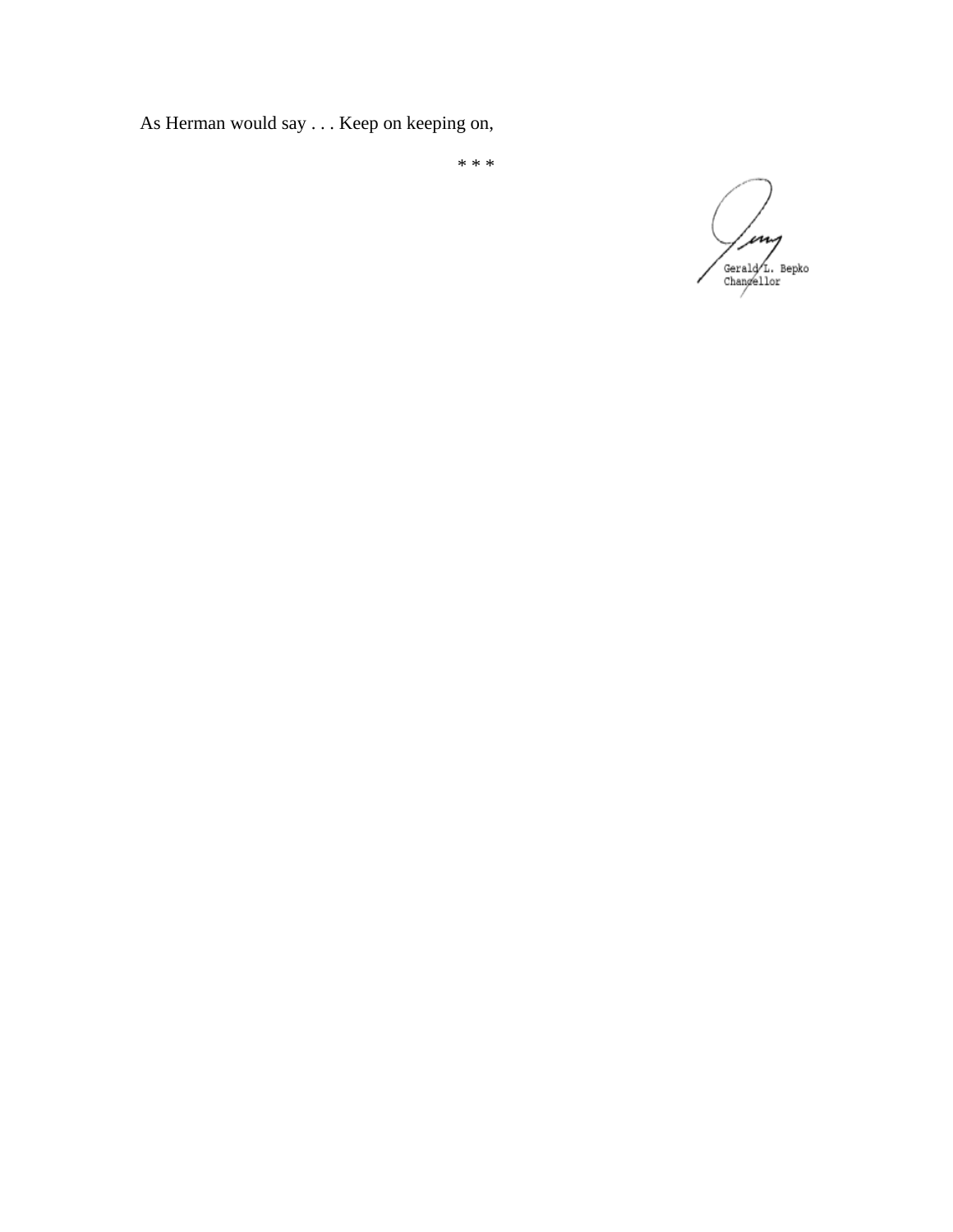As Herman would say . . . Keep on keeping on,

* * *

Gerald L. Bepko
Chancellor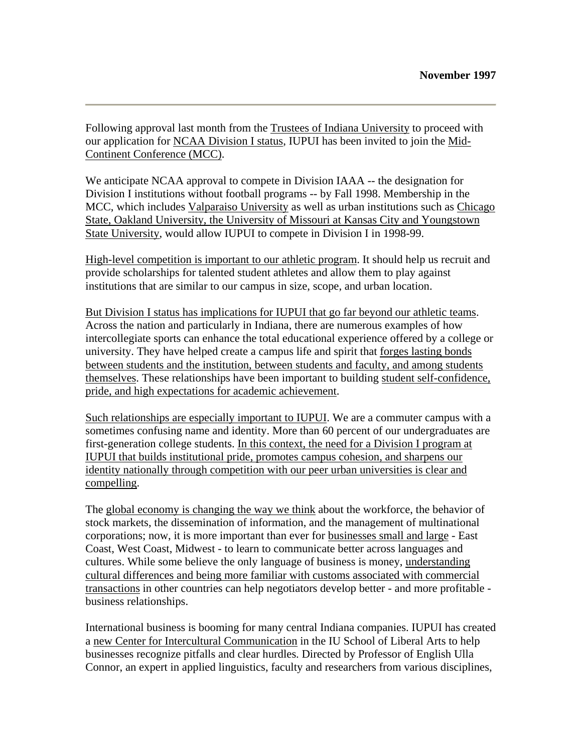**November 1997**

---

Following approval last month from the Trustees of Indiana University to proceed with our application for NCAA Division I status, IUPUI has been invited to join the Mid-Continent Conference (MCC).

We anticipate NCAA approval to compete in Division IAAA -- the designation for Division I institutions without football programs -- by Fall 1998. Membership in the MCC, which includes Valparaiso University as well as urban institutions such as Chicago State, Oakland University, the University of Missouri at Kansas City and Youngstown State University, would allow IUPUI to compete in Division I in 1998-99.

High-level competition is important to our athletic program. It should help us recruit and provide scholarships for talented student athletes and allow them to play against institutions that are similar to our campus in size, scope, and urban location.

But Division I status has implications for IUPUI that go far beyond our athletic teams. Across the nation and particularly in Indiana, there are numerous examples of how intercollegiate sports can enhance the total educational experience offered by a college or university. They have helped create a campus life and spirit that forges lasting bonds between students and the institution, between students and faculty, and among students themselves. These relationships have been important to building student self-confidence, pride, and high expectations for academic achievement.

Such relationships are especially important to IUPUI. We are a commuter campus with a sometimes confusing name and identity. More than 60 percent of our undergraduates are first-generation college students. In this context, the need for a Division I program at IUPUI that builds institutional pride, promotes campus cohesion, and sharpens our identity nationally through competition with our peer urban universities is clear and compelling.

The global economy is changing the way we think about the workforce, the behavior of stock markets, the dissemination of information, and the management of multinational corporations; now, it is more important than ever for businesses small and large - East Coast, West Coast, Midwest - to learn to communicate better across languages and cultures. While some believe the only language of business is money, understanding cultural differences and being more familiar with customs associated with commercial transactions in other countries can help negotiators develop better - and more profitable - business relationships.

International business is booming for many central Indiana companies. IUPUI has created a new Center for Intercultural Communication in the IU School of Liberal Arts to help businesses recognize pitfalls and clear hurdles. Directed by Professor of English Ulla Connor, an expert in applied linguistics, faculty and researchers from various disciplines,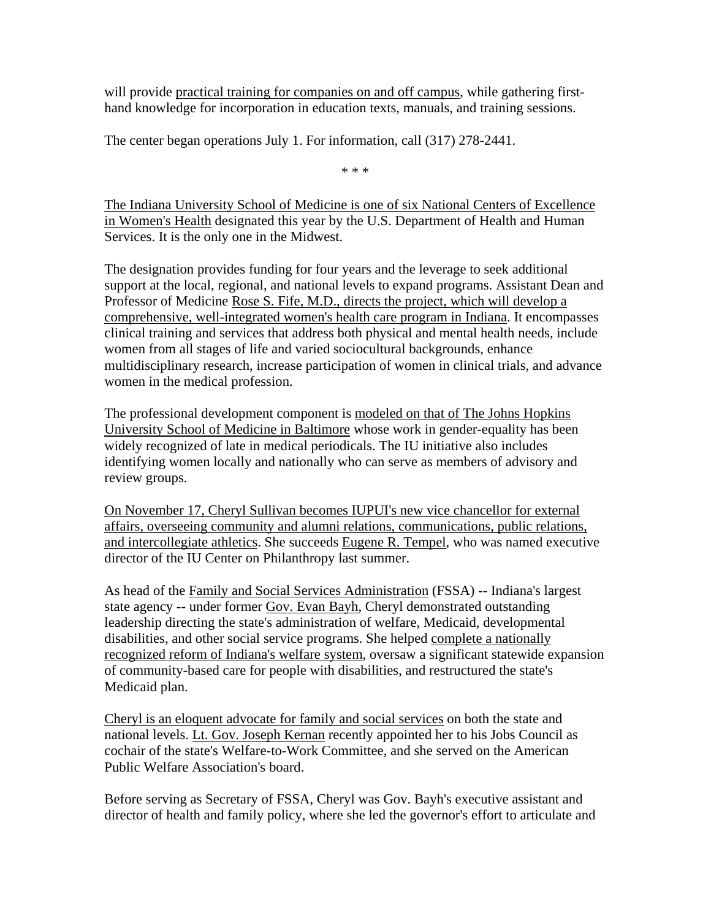will provide practical training for companies on and off campus, while gathering first-hand knowledge for incorporation in education texts, manuals, and training sessions.

The center began operations July 1. For information, call (317) 278-2441.

\* \* \*

The Indiana University School of Medicine is one of six National Centers of Excellence in Women's Health designated this year by the U.S. Department of Health and Human Services. It is the only one in the Midwest.

The designation provides funding for four years and the leverage to seek additional support at the local, regional, and national levels to expand programs. Assistant Dean and Professor of Medicine Rose S. Fife, M.D., directs the project, which will develop a comprehensive, well-integrated women's health care program in Indiana. It encompasses clinical training and services that address both physical and mental health needs, include women from all stages of life and varied sociocultural backgrounds, enhance multidisciplinary research, increase participation of women in clinical trials, and advance women in the medical profession.

The professional development component is modeled on that of The Johns Hopkins University School of Medicine in Baltimore whose work in gender-equality has been widely recognized of late in medical periodicals. The IU initiative also includes identifying women locally and nationally who can serve as members of advisory and review groups.

On November 17, Cheryl Sullivan becomes IUPUI's new vice chancellor for external affairs, overseeing community and alumni relations, communications, public relations, and intercollegiate athletics. She succeeds Eugene R. Tempel, who was named executive director of the IU Center on Philanthropy last summer.

As head of the Family and Social Services Administration (FSSA) -- Indiana's largest state agency -- under former Gov. Evan Bayh, Cheryl demonstrated outstanding leadership directing the state's administration of welfare, Medicaid, developmental disabilities, and other social service programs. She helped complete a nationally recognized reform of Indiana's welfare system, oversaw a significant statewide expansion of community-based care for people with disabilities, and restructured the state's Medicaid plan.

Cheryl is an eloquent advocate for family and social services on both the state and national levels. Lt. Gov. Joseph Kernan recently appointed her to his Jobs Council as cochair of the state's Welfare-to-Work Committee, and she served on the American Public Welfare Association's board.

Before serving as Secretary of FSSA, Cheryl was Gov. Bayh's executive assistant and director of health and family policy, where she led the governor's effort to articulate and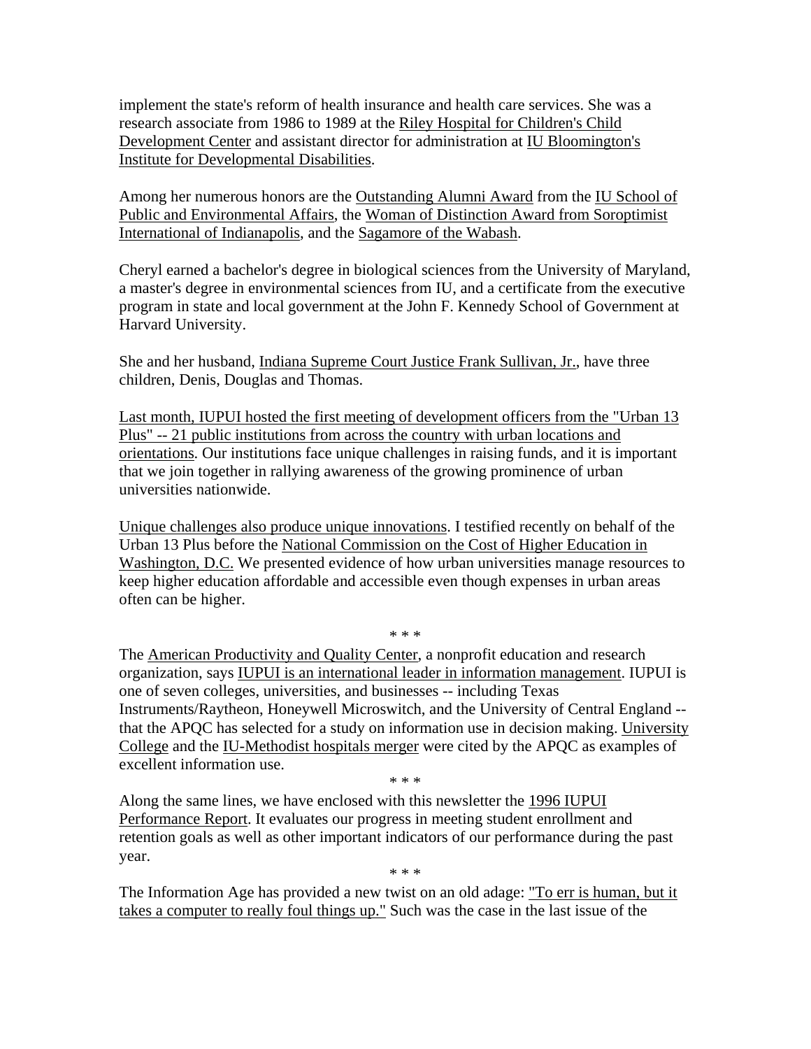implement the state's reform of health insurance and health care services. She was a research associate from 1986 to 1989 at the Riley Hospital for Children's Child Development Center and assistant director for administration at IU Bloomington's Institute for Developmental Disabilities.

Among her numerous honors are the Outstanding Alumni Award from the IU School of Public and Environmental Affairs, the Woman of Distinction Award from Soroptimist International of Indianapolis, and the Sagamore of the Wabash.

Cheryl earned a bachelor's degree in biological sciences from the University of Maryland, a master's degree in environmental sciences from IU, and a certificate from the executive program in state and local government at the John F. Kennedy School of Government at Harvard University.

She and her husband, Indiana Supreme Court Justice Frank Sullivan, Jr., have three children, Denis, Douglas and Thomas.

Last month, IUPUI hosted the first meeting of development officers from the "Urban 13 Plus" -- 21 public institutions from across the country with urban locations and orientations. Our institutions face unique challenges in raising funds, and it is important that we join together in rallying awareness of the growing prominence of urban universities nationwide.

Unique challenges also produce unique innovations. I testified recently on behalf of the Urban 13 Plus before the National Commission on the Cost of Higher Education in Washington, D.C. We presented evidence of how urban universities manage resources to keep higher education affordable and accessible even though expenses in urban areas often can be higher.

\* \* \*

The American Productivity and Quality Center, a nonprofit education and research organization, says IUPUI is an international leader in information management. IUPUI is one of seven colleges, universities, and businesses -- including Texas Instruments/Raytheon, Honeywell Microswitch, and the University of Central England -- that the APQC has selected for a study on information use in decision making. University College and the IU-Methodist hospitals merger were cited by the APQC as examples of excellent information use.

\* \* \*

Along the same lines, we have enclosed with this newsletter the 1996 IUPUI Performance Report. It evaluates our progress in meeting student enrollment and retention goals as well as other important indicators of our performance during the past year.

\* \* \*

The Information Age has provided a new twist on an old adage: "To err is human, but it takes a computer to really foul things up." Such was the case in the last issue of the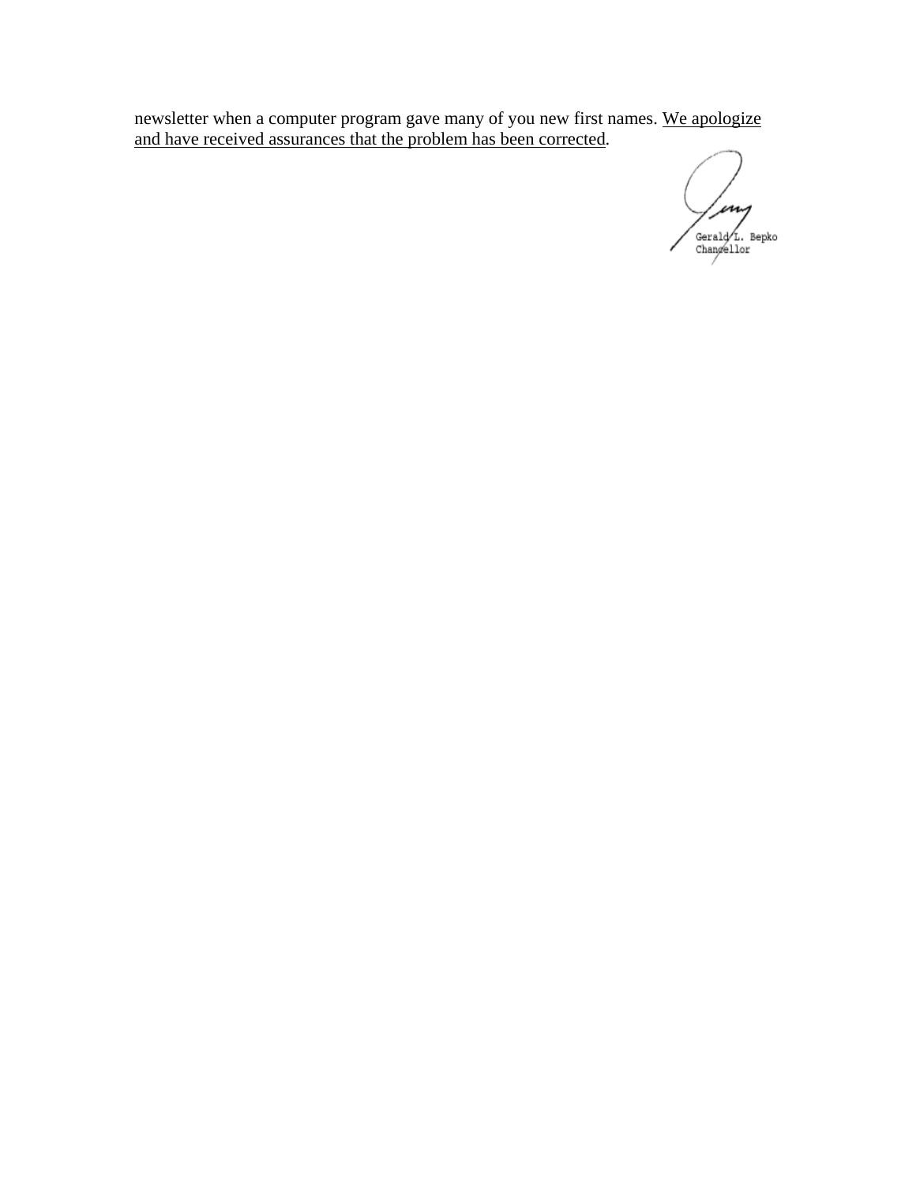newsletter when a computer program gave many of you new first names. <u>We apologize and have received assurances that the problem has been corrected</u>.

Gerald L. Bepko
Chancellor